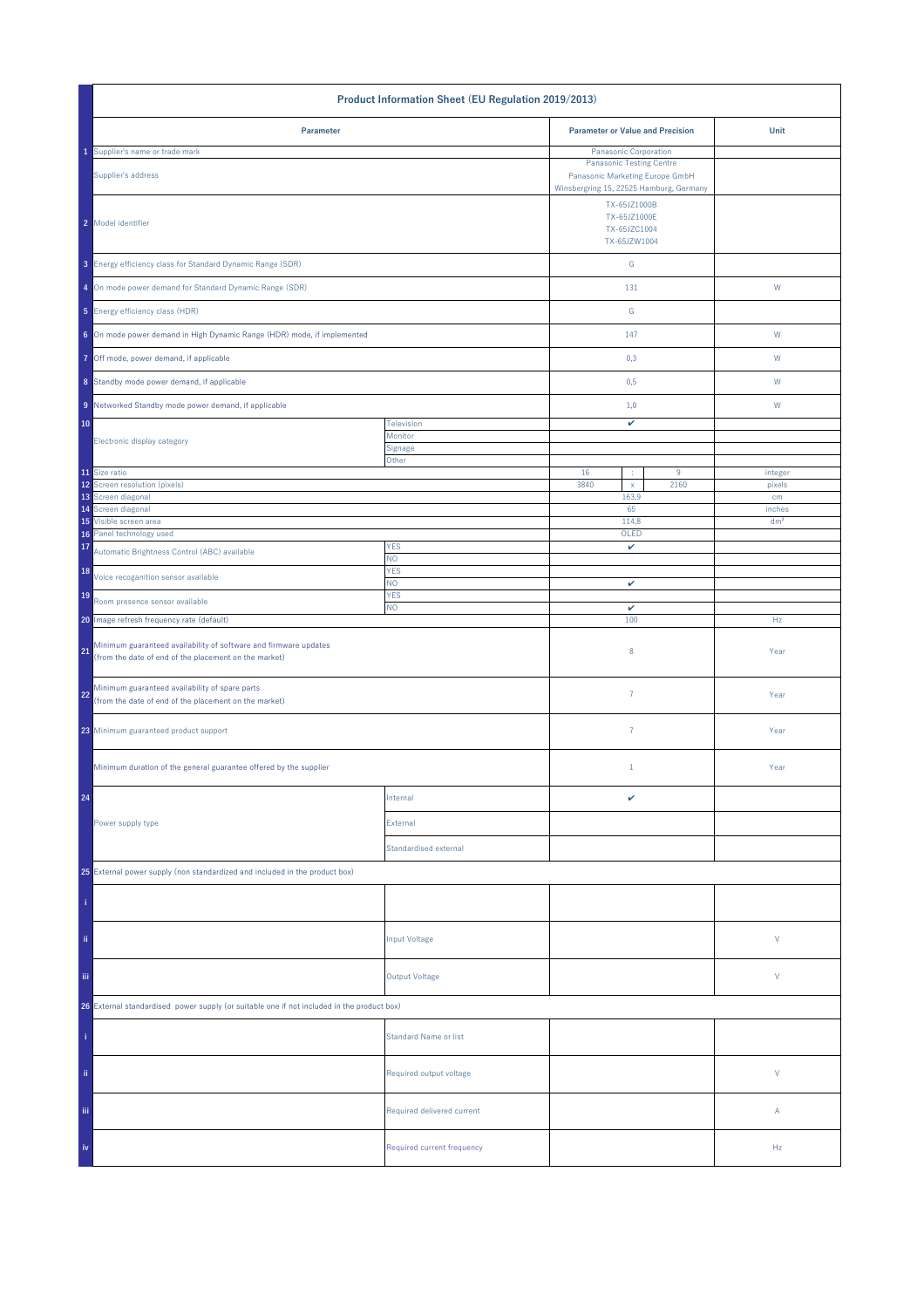# Product Information Sheet (EU Regulation 2019/2013)

| | Parameter | | Parameter or Value and Precision | | | Unit |
|---|---|---|---|---|---|---|
| 1 | Supplier's name or trade mark | | Panasonic Corporation | | | |
| | Supplier's address | | Panasonic Testing Centre<br>Panasonic Marketing Europe GmbH<br>Winsbergring 15, 22525 Hamburg, Germany | | | |
| 2 | Model identifier | | TX-65JZ1000B<br>TX-65JZ1000E<br>TX-65JZC1004<br>TX-65JZW1004 | | | |
| 3 | Energy efficiency class for Standard Dynamic Range (SDR) | | G | | | |
| 4 | On mode power demand for Standard Dynamic Range (SDR) | | 131 | | | W |
| 5 | Energy efficiency class (HDR) | | G | | | |
| 6 | On mode power demand in High Dynamic Range (HDR) mode, if implemented | | 147 | | | W |
| 7 | Off mode, power demand, if applicable | | 0,3 | | | W |
| 8 | Standby mode power demand, if applicable | | 0,5 | | | W |
| 9 | Networked Standby mode power demand, if applicable | | 1,0 | | | W |
| 10 | Electronic display category | Television | ✔ | | | |
| | | Monitor | | | | |
| | | Signage | | | | |
| | | Other | | | | |
| 11 | Size ratio | | 16 | : | 9 | integer |
| 12 | Screen resolution (pixels) | | 3840 | x | 2160 | pixels |
| 13 | Screen diagonal | | 163,9 | | | cm |
| 14 | Screen diagonal | | 65 | | | inches |
| 15 | Visible screen area | | 114,8 | | | dm² |
| 16 | Panel technology used | | OLED | | | |
| 17 | Automatic Brightness Control (ABC) available | YES | ✔ | | | |
| | | NO | | | | |
| 18 | Voice recoganition sensor available | YES | | | | |
| | | NO | ✔ | | | |
| 19 | Room presence sensor available | YES | | | | |
| | | NO | ✔ | | | |
| 20 | Image refresh frequency rate (default) | | 100 | | | Hz |
| 21 | Minimum guaranteed availability of software and firmware updates<br>(from the date of end of the placement on the market) | | 8 | | | Year |
| 22 | Minimum guaranteed availability of spare parts<br>(from the date of end of the placement on the market) | | 7 | | | Year |
| 23 | Minimum guaranteed product support | | 7 | | | Year |
| | Minimum duration of the general guarantee offered by the supplier | | 1 | | | Year |
| 24 | Power supply type | Internal | ✔ | | | |
| | | External | | | | |
| | | Standardised external | | | | |
| 25 | External power supply (non standardized and included in the product box) | | | | | |
| i | | | | | | |
| ii | | Input Voltage | | | | V |
| iii | | Output Voltage | | | | V |
| 26 | External standardised power supply (or suitable one if not included in the product box) | | | | | |
| i | | Standard Name or list | | | | |
| ii | | Required output voltage | | | | V |
| iii | | Required delivered current | | | | A |
| iv | | Required current frequency | | | | Hz |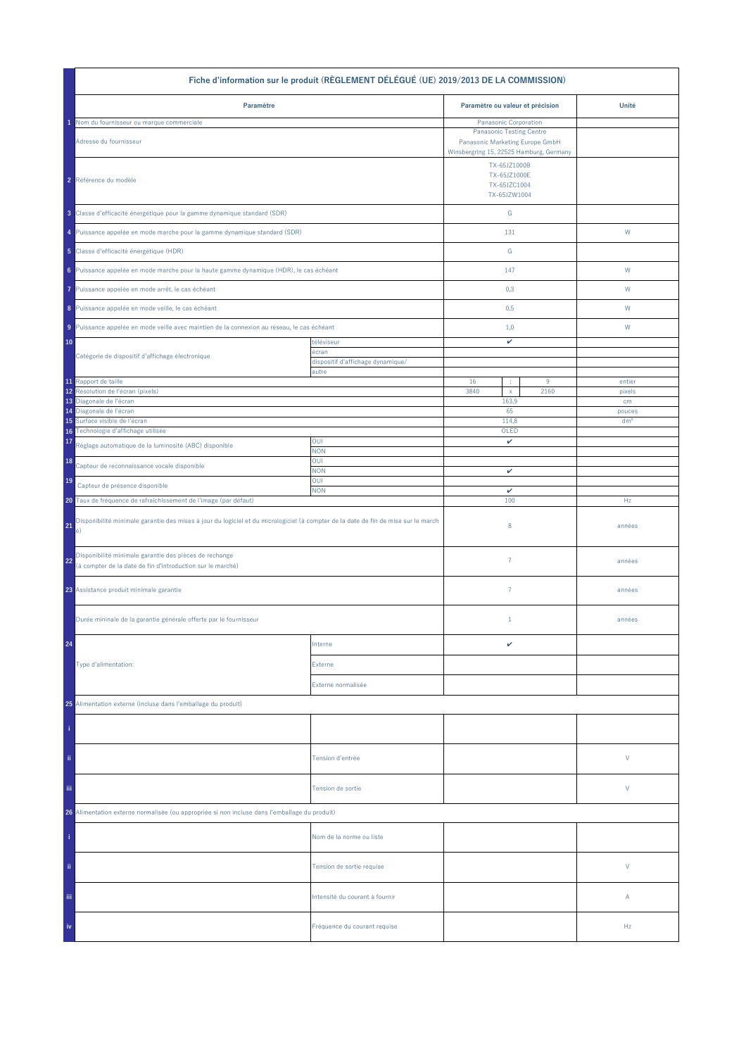| | Fiche d'information sur le produit (RÈGLEMENT DÉLÉGUÉ (UE) 2019/2013 DE LA COMMISSION) | | | | | |
|---|---|---|---|---|---|---|
| | **Paramètre** | | **Paramètre ou valeur et précision** | | | **Unité** |
| 1 | Nom du fournisseur ou marque commerciale | | Panasonic Corporation | | | |
| | Adresse du fournisseur | | Panasonic Testing Centre<br>Panasonic Marketing Europe GmbH<br>Winsbergring 15, 22525 Hamburg, Germany | | | |
| 2 | Référence du modèle | | TX-65JZ1000B<br>TX-65JZ1000E<br>TX-65JZC1004<br>TX-65JZW1004 | | | |
| 3 | Classe d'efficacité énergétique pour la gamme dynamique standard (SDR) | | G | | | |
| 4 | Puissance appelée en mode marche pour la gamme dynamique standard (SDR) | | 131 | | | W |
| 5 | Classe d'efficacité énergétique (HDR) | | G | | | |
| 6 | Puissance appelée en mode marche pour la haute gamme dynamique (HDR), le cas échéant | | 147 | | | W |
| 7 | Puissance appelée en mode arrêt, le cas échéant | | 0,3 | | | W |
| 8 | Puissance appelée en mode veille, le cas échéant | | 0,5 | | | W |
| 9 | Puissance appelée en mode veille avec maintien de la connexion au réseau, le cas échéant | | 1,0 | | | W |
| 10 | Catégorie de dispositif d'affichage électronique | téléviseur | ✔ | | | |
| | | écran | | | | |
| | | dispositif d'affichage dynamique/ | | | | |
| | | autre | | | | |
| 11 | Rapport de taille | | 16 | : | 9 | entier |
| 12 | Résolution de l'écran (pixels) | | 3840 | x | 2160 | pixels |
| 13 | Diagonale de l'écran | | 163,9 | | | cm |
| 14 | Diagonale de l'écran | | 65 | | | pouces |
| 15 | Surface visible de l'écran | | 114,8 | | | dm² |
| 16 | Technologie d'affichage utilisée | | OLED | | | |
| 17 | Réglage automatique de la luminosité (ABC) disponible | OUI | ✔ | | | |
| | | NON | | | | |
| 18 | Capteur de reconnaissance vocale disponible | OUI | | | | |
| | | NON | ✔ | | | |
| 19 | Capteur de présence disponible | OUI | | | | |
| | | NON | ✔ | | | |
| 20 | Taux de fréquence de rafraîchissement de l'image (par défaut) | | 100 | | | Hz |
| 21 | Disponibilité minimale garantie des mises à jour du logiciel et du micrologiciel (à compter de la date de fin de mise sur le marché) | | 8 | | | années |
| 22 | Disponibilité minimale garantie des pièces de rechange<br>(à compter de la date de fin d'introduction sur le marché) | | 7 | | | années |
| 23 | Assistance produit minimale garantie | | 7 | | | années |
| | Durée mininale de la garantie générale offerte par le fournisseur | | 1 | | | années |
| 24 | Type d'alimentation: | Interne | ✔ | | | |
| | | Externe | | | | |
| | | Externe normalisée | | | | |
| 25 | Alimentation externe (incluse dans l'emballage du produit) | | | | | |
| i | | | | | | |
| ii | | Tension d'entrée | | | | V |
| iii | | Tension de sortie | | | | V |
| 26 | Alimentation externe normalisée (ou appropriée si non incluse dans l'emballage du produit) | | | | | |
| i | | Nom de la norme ou liste | | | | |
| ii | | Tension de sortie requise | | | | V |
| iii | | Intensité du courant à fournir | | | | A |
| iv | | Fréquence du courant requise | | | | Hz |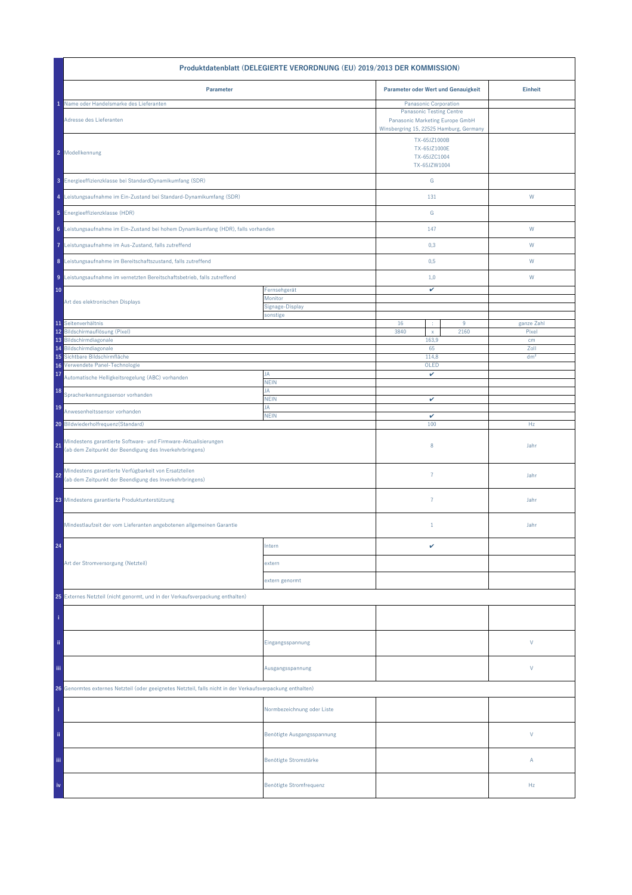## Produktdatenblatt (DELEGIERTE VERORDNUNG (EU) 2019/2013 DER KOMMISSION)

| | Parameter | | Parameter oder Wert und Genauigkeit | | | Einheit |
|---|---|---|---|---|---|---|
| 1 | Name oder Handelsmarke des Lieferanten | | Panasonic Corporation | | | |
| | Adresse des Lieferanten | | Panasonic Testing Centre<br>Panasonic Marketing Europe GmbH<br>Winsbergring 15, 22525 Hamburg, Germany | | | |
| 2 | Modellkennung | | TX-65JZ1000B<br>TX-65JZ1000E<br>TX-65JZC1004<br>TX-65JZW1004 | | | |
| 3 | Energieeffizienzklasse bei StandardDynamikumfang (SDR) | | G | | | |
| 4 | Leistungsaufnahme im Ein-Zustand bei Standard-Dynamikumfang (SDR) | | 131 | | | W |
| 5 | Energieeffizienzklasse (HDR) | | G | | | |
| 6 | Leistungsaufnahme im Ein-Zustand bei hohem Dynamikumfang (HDR), falls vorhanden | | 147 | | | W |
| 7 | Leistungsaufnahme im Aus-Zustand, falls zutreffend | | 0,3 | | | W |
| 8 | Leistungsaufnahme im Bereitschaftszustand, falls zutreffend | | 0,5 | | | W |
| 9 | Leistungsaufnahme im vernetzten Bereitschaftsbetrieb, falls zutreffend | | 1,0 | | | W |
| 10 | Art des elektronischen Displays | Fernsehgerät | ✔ | | | |
| | | Monitor | | | | |
| | | Signage-Display | | | | |
| | | sonstige | | | | |
| 11 | Seitenverhältnis | | 16 | : | 9 | ganze Zahl |
| 12 | Bildschirmauflösung (Pixel) | | 3840 | x | 2160 | Pixel |
| 13 | Bildschirmdiagonale | | 163,9 | | | cm |
| 14 | Bildschirmdiagonale | | 65 | | | Zoll |
| 15 | Sichtbare Bildschirmfläche | | 114,8 | | | dm² |
| 16 | Verwendete Panel-Technologie | | OLED | | | |
| 17 | Automatische Helligkeitsregelung (ABC) vorhanden | JA | ✔ | | | |
| | | NEIN | | | | |
| 18 | Spracherkennungssensor vorhanden | JA | | | | |
| | | NEIN | ✔ | | | |
| 19 | Anwesenheitssensor vorhanden | JA | | | | |
| | | NEIN | ✔ | | | |
| 20 | Bildwiederholfrequenz(Standard) | | 100 | | | Hz |
| 21 | Mindestens garantierte Software- und Firmware-Aktualisierungen (ab dem Zeitpunkt der Beendigung des Inverkehrbringens) | | 8 | | | Jahr |
| 22 | Mindestens garantierte Verfügbarkeit von Ersatzteilen (ab dem Zeitpunkt der Beendigung des Inverkehrbringens) | | 7 | | | Jahr |
| 23 | Mindestens garantierte Produktunterstützung | | 7 | | | Jahr |
| | Mindestlaufzeit der vom Lieferanten angebotenen allgemeinen Garantie | | 1 | | | Jahr |
| 24 | Art der Stromversorgung (Netzteil) | Intern | ✔ | | | |
| | | extern | | | | |
| | | extern genormt | | | | |
| 25 | Externes Netzteil (nicht genormt, und in der Verkaufsverpackung enthalten) | | | | | |
| i | | | | | | |
| ii | | Eingangsspannung | | | | V |
| iii | | Ausgangsspannung | | | | V |
| 26 | Genormtes externes Netzteil (oder geeignetes Netzteil, falls nicht in der Verkaufsverpackung enthalten) | | | | | |
| i | | Normbezeichnung oder Liste | | | | |
| ii | | Benötigte Ausgangsspannung | | | | V |
| iii | | Benötigte Stromstärke | | | | A |
| iv | | Benötigte Stromfrequenz | | | | Hz |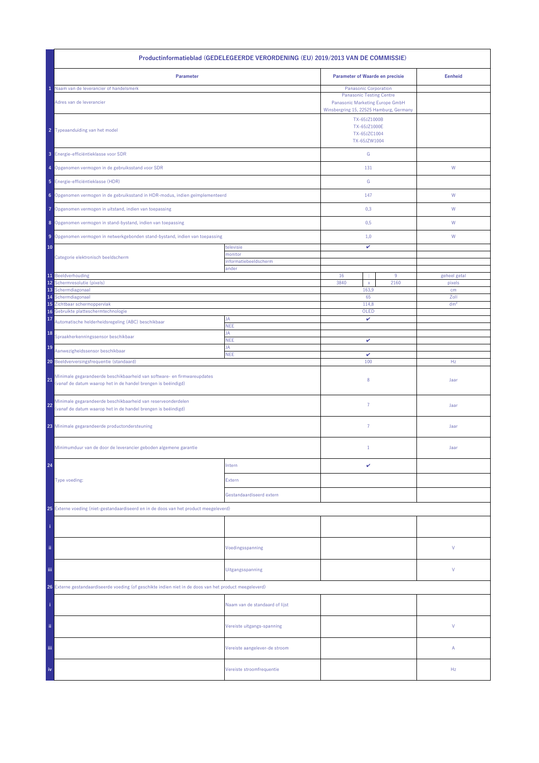# Productinformatieblad (GEDELEGEERDE VERORDENING (EU) 2019/2013 VAN DE COMMISSIE)

| | Parameter | | Parameter of Waarde en precisie | | | Eenheid |
|---|---|---|---|---|---|---|
| 1 | Naam van de leverancier of handelsmerk | | Panasonic Corporation | | | |
| | Adres van de leverancier | | Panasonic Testing Centre<br>Panasonic Marketing Europe GmbH<br>Winsbergring 15, 22525 Hamburg, Germany | | | |
| 2 | Typeaanduiding van het model | | TX-65JZ1000B<br>TX-65JZ1000E<br>TX-65JZC1004<br>TX-65JZW1004 | | | |
| 3 | Energie-efficiëntieklasse voor SDR | | G | | | |
| 4 | Opgenomen vermogen in de gebruiksstand voor SDR | | 131 | | | W |
| 5 | Energie-efficiëntieklasse (HDR) | | G | | | |
| 6 | Opgenomen vermogen in de gebruiksstand in HDR-modus, indien geïmplementeerd | | 147 | | | W |
| 7 | Opgenomen vermogen in uitstand, indien van toepassing | | 0,3 | | | W |
| 8 | Opgenomen vermogen in stand-bystand, indien van toepassing | | 0,5 | | | W |
| 9 | Opgenomen vermogen in netwerkgebonden stand-bystand, indien van toepassing | | 1,0 | | | W |
| 10 | Categorie elektronisch beeldscherm | televisie | ✔ | | | |
| | | monitor | | | | |
| | | informatiebeeldscherm | | | | |
| | | ander | | | | |
| 11 | Beeldverhouding | | 16 | : | 9 | geheel getal |
| 12 | Schermresolutie (pixels) | | 3840 | x | 2160 | pixels |
| 13 | Schermdiagonaal | | 163,9 | | | cm |
| 14 | Schermdiagonaal | | 65 | | | Zoll |
| 15 | Zichtbaar schermoppervlak | | 114,8 | | | dm² |
| 16 | Gebruikte plattescherm­technologie | | OLED | | | |
| 17 | Automatische helderheidsregeling (ABC) beschikbaar | JA | ✔ | | | |
| | | NEE | | | | |
| 18 | Spraakherkenningssensor beschikbaar | JA | | | | |
| | | NEE | ✔ | | | |
| 19 | Aanwezigheidssensor beschikbaar | JA | | | | |
| | | NEE | ✔ | | | |
| 20 | Beeldverversingsfrequentie (standaard) | | 100 | | | Hz |
| 21 | Minimale gegarandeerde beschikbaarheid van software- en firmwareupdates (vanaf de datum waarop het in de handel brengen is beëindigd) | | 8 | | | Jaar |
| 22 | Minimale gegarandeerde beschikbaarheid van reserveonderdelen (vanaf de datum waarop het in de handel brengen is beëindigd) | | 7 | | | Jaar |
| 23 | Minimale gegarandeerde productondersteuning | | 7 | | | Jaar |
| | Minimumduur van de door de leverancier geboden algemene garantie | | 1 | | | Jaar |
| 24 | Type voeding: | Intern | ✔ | | | |
| | | Extern | | | | |
| | | Gestandaardiseerd extern | | | | |
| 25 | Externe voeding (niet-gestandaardiseerd en in de doos van het product meegeleverd) | | | | | |
| i | | | | | | |
| ii | | Voedingsspanning | | | | V |
| iii | | Uitgangsspanning | | | | V |
| 26 | Externe gestandaardiseerde voeding (of geschikte indien niet in de doos van het product meegeleverd) | | | | | |
| i | | Naam van de standaard of lijst | | | | |
| ii | | Vereiste uitgangs-spanning | | | | V |
| iii | | Vereiste aangelever-de stroom | | | | A |
| iv | | Vereiste stroomfrequentie | | | | Hz |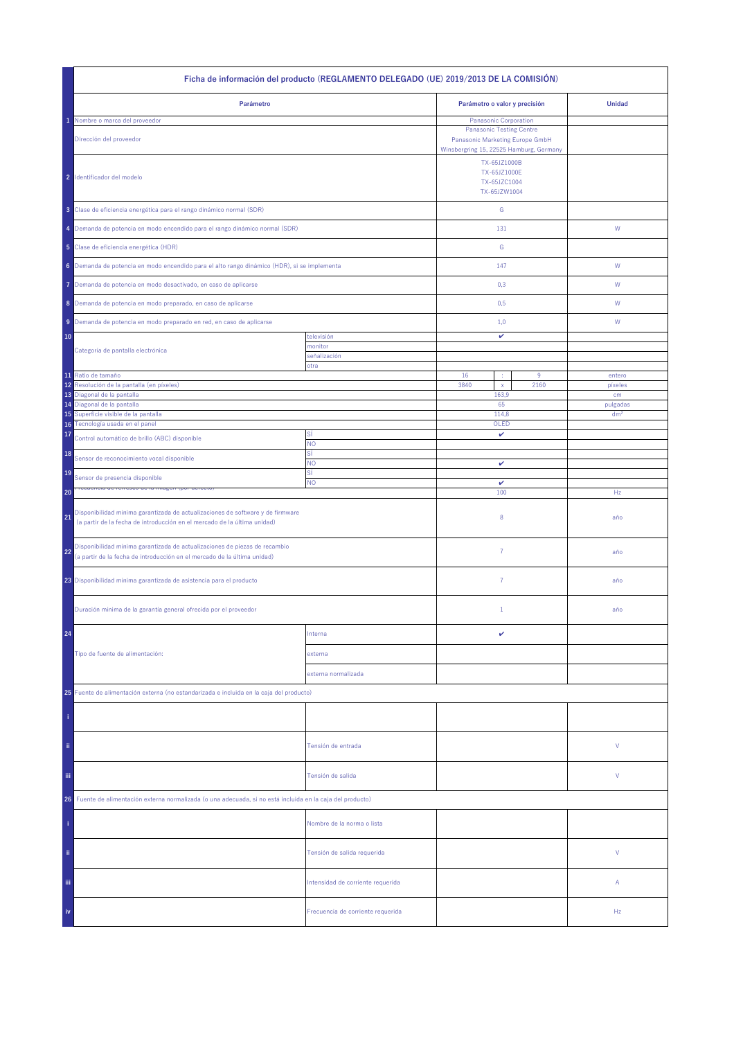| | Ficha de información del producto (REGLAMENTO DELEGADO (UE) 2019/2013 DE LA COMISIÓN) | | | | | |
|---|---|---|---|---|---|---|
| | **Parámetro** | | **Parámetro o valor y precisión** | | | **Unidad** |
| 1 | Nombre o marca del proveedor | | Panasonic Corporation | | | |
| | Dirección del proveedor | | Panasonic Testing Centre<br>Panasonic Marketing Europe GmbH<br>Winsbergring 15, 22525 Hamburg, Germany | | | |
| 2 | Identificador del modelo | | TX-65JZ1000B<br>TX-65JZ1000E<br>TX-65JZC1004<br>TX-65JZW1004 | | | |
| 3 | Clase de eficiencia energética para el rango dinámico normal (SDR) | | G | | | |
| 4 | Demanda de potencia en modo encendido para el rango dinámico normal (SDR) | | 131 | | | W |
| 5 | Clase de eficiencia energética (HDR) | | G | | | |
| 6 | Demanda de potencia en modo encendido para el alto rango dinámico (HDR), si se implementa | | 147 | | | W |
| 7 | Demanda de potencia en modo desactivado, en caso de aplicarse | | 0,3 | | | W |
| 8 | Demanda de potencia en modo preparado, en caso de aplicarse | | 0,5 | | | W |
| 9 | Demanda de potencia en modo preparado en red, en caso de aplicarse | | 1,0 | | | W |
| 10 | Categoría de pantalla electrónica | televisión | ✔ | | | |
| | | monitor | | | | |
| | | señalización | | | | |
| | | otra | | | | |
| 11 | Ratio de tamaño | | 16 | : | 9 | entero |
| 12 | Resolución de la pantalla (en píxeles) | | 3840 | x | 2160 | píxeles |
| 13 | Diagonal de la pantalla | | 163,9 | | | cm |
| 14 | Diagonal de la pantalla | | 65 | | | pulgadas |
| 15 | Superficie visible de la pantalla | | 114,8 | | | dm² |
| 16 | Tecnología usada en el panel | | OLED | | | |
| 17 | Control automático de brillo (ABC) disponible | SÍ | ✔ | | | |
| | | NO | | | | |
| 18 | Sensor de reconocimiento vocal disponible | SÍ | | | | |
| | | NO | ✔ | | | |
| 19 | Sensor de presencia disponible | SÍ | | | | |
| | | NO | ✔ | | | |
| 20 | Frecuencia de refresco de la imagen (por defecto) | | 100 | | | Hz |
| 21 | Disponibilidad mínima garantizada de actualizaciones de software y de firmware<br>(a partir de la fecha de introducción en el mercado de la última unidad) | | 8 | | | año |
| 22 | Disponibilidad mínima garantizada de actualizaciones de piezas de recambio<br>(a partir de la fecha de introducción en el mercado de la última unidad) | | 7 | | | año |
| 23 | Disponibilidad mínima garantizada de asistencia para el producto | | 7 | | | año |
| | Duración mínima de la garantía general ofrecida por el proveedor | | 1 | | | año |
| 24 | Tipo de fuente de alimentación: | Interna | ✔ | | | |
| | | externa | | | | |
| | | externa normalizada | | | | |
| 25 | Fuente de alimentación externa (no estandarizada e incluida en la caja del producto) | | | | | |
| i | | | | | | |
| ii | | Tensión de entrada | | | | V |
| iii | | Tensión de salida | | | | V |
| 26 | Fuente de alimentación externa normalizada (o una adecuada, si no está incluida en la caja del producto) | | | | | |
| i | | Nombre de la norma o lista | | | | |
| ii | | Tensión de salida requerida | | | | V |
| iii | | Intensidad de corriente requerida | | | | A |
| iv | | Frecuencia de corriente requerida | | | | Hz |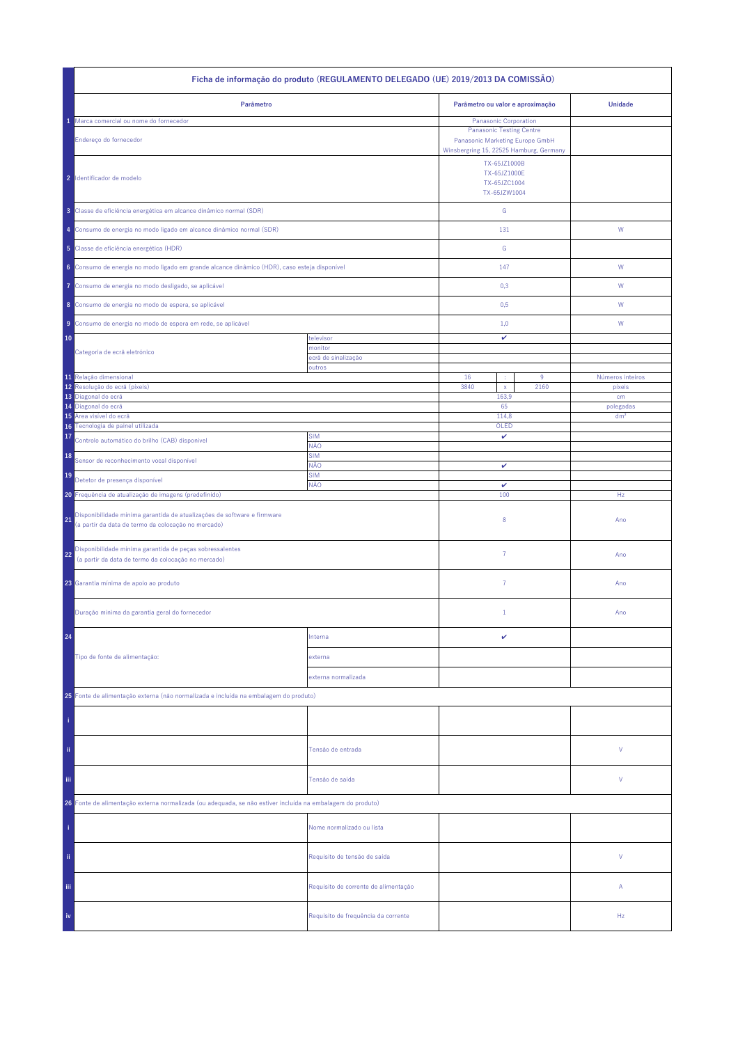| | Ficha de informação do produto (REGULAMENTO DELEGADO (UE) 2019/2013 DA COMISSÃO) | | | | | |
|---|---|---|---|---|---|---|
| | **Parâmetro** | | **Parâmetro ou valor e aproximação** | | | **Unidade** |
| 1 | Marca comercial ou nome do fornecedor | | Panasonic Corporation | | | |
| | Endereço do fornecedor | | Panasonic Testing Centre<br>Panasonic Marketing Europe GmbH<br>Winsbergring 15, 22525 Hamburg, Germany | | | |
| 2 | Identificador de modelo | | TX-65JZ1000B<br>TX-65JZ1000E<br>TX-65JZC1004<br>TX-65JZW1004 | | | |
| 3 | Classe de eficiência energética em alcance dinâmico normal (SDR) | | G | | | |
| 4 | Consumo de energia no modo ligado em alcance dinâmico normal (SDR) | | 131 | | | W |
| 5 | Classe de eficiência energética (HDR) | | G | | | |
| 6 | Consumo de energia no modo ligado em grande alcance dinâmico (HDR), caso esteja disponível | | 147 | | | W |
| 7 | Consumo de energia no modo desligado, se aplicável | | 0,3 | | | W |
| 8 | Consumo de energia no modo de espera, se aplicável | | 0,5 | | | W |
| 9 | Consumo de energia no modo de espera em rede, se aplicável | | 1,0 | | | W |
| 10 | Categoria de ecrã eletrónico | televisor | ✔ | | | |
| | | monitor | | | | |
| | | ecrã de sinalização | | | | |
| | | outros | | | | |
| 11 | Relação dimensional | | 16 | : | 9 | Números inteiros |
| 12 | Resolução do ecrã (píxeis) | | 3840 | x | 2160 | píxeis |
| 13 | Diagonal do ecrã | | 163,9 | | | cm |
| 14 | Diagonal do ecrã | | 65 | | | polegadas |
| 15 | Área visível do ecrã | | 114,8 | | | dm² |
| 16 | Tecnologia de painel utilizada | | OLED | | | |
| 17 | Controlo automático do brilho (CAB) disponível | SIM | ✔ | | | |
| | | NÃO | | | | |
| 18 | Sensor de reconhecimento vocal disponível | SIM | | | | |
| | | NÃO | ✔ | | | |
| 19 | Detetor de presença disponível | SIM | | | | |
| | | NÃO | ✔ | | | |
| 20 | Frequência de atualização de imagens (predefinido) | | 100 | | | Hz |
| 21 | Disponibilidade mínima garantida de atualizações de software e firmware<br>(a partir da data de termo da colocação no mercado) | | 8 | | | Ano |
| 22 | Disponibilidade mínima garantida de peças sobressalentes<br>(a partir da data de termo da colocação no mercado) | | 7 | | | Ano |
| 23 | Garantia mínima de apoio ao produto | | 7 | | | Ano |
| | Duração mínima da garantia geral do fornecedor | | 1 | | | Ano |
| 24 | Tipo de fonte de alimentação: | Interna | ✔ | | | |
| | | externa | | | | |
| | | externa normalizada | | | | |
| 25 | Fonte de alimentação externa (não normalizada e incluída na embalagem do produto) | | | | | |
| i | | | | | | |
| ii | | Tensão de entrada | | | | V |
| iii | | Tensão de saída | | | | V |
| 26 | Fonte de alimentação externa normalizada (ou adequada, se não estiver incluída na embalagem do produto) | | | | | |
| i | | Nome normalizado ou lista | | | | |
| ii | | Requisito de tensão de saída | | | | V |
| iii | | Requisito de corrente de alimentação | | | | A |
| iv | | Requisito de frequência da corrente | | | | Hz |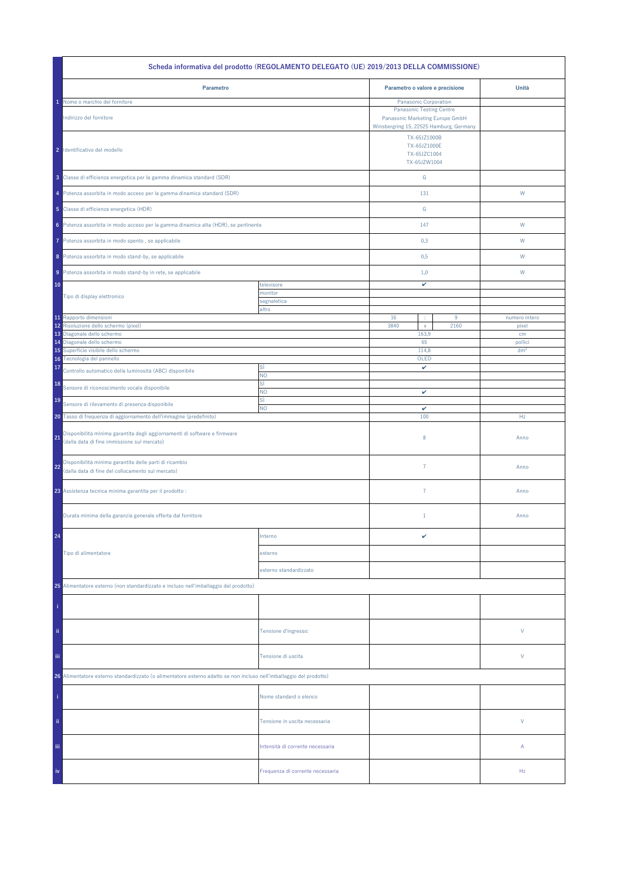| | Scheda informativa del prodotto (REGOLAMENTO DELEGATO (UE) 2019/2013 DELLA COMMISSIONE) | | | | | |
|---|---|---|---|---|---|---|
| | **Parametro** | | **Parametro o valore e precisione** | | | **Unità** |
| 1 | Nome o marchio del fornitore | | Panasonic Corporation | | | |
| | Indirizzo del fornitore | | Panasonic Testing Centre<br>Panasonic Marketing Europe GmbH<br>Winsbergring 15, 22525 Hamburg, Germany | | | |
| 2 | Identificativo del modello | | TX-65JZ1000B<br>TX-65JZ1000E<br>TX-65JZC1004<br>TX-65JZW1004 | | | |
| 3 | Classe di efficienza energetica per la gamma dinamica standard (SDR) | | G | | | |
| 4 | Potenza assorbita in modo acceso per la gamma dinamica standard (SDR) | | 131 | | | W |
| 5 | Classe di efficienza energetica (HDR) | | G | | | |
| 6 | Potenza assorbita in modo acceso per la gamma dinamica alta (HDR), se pertinente | | 147 | | | W |
| 7 | Potenza assorbita in modo spento , se applicabile | | 0,3 | | | W |
| 8 | Potenza assorbita in modo stand-by, se applicabile | | 0,5 | | | W |
| 9 | Potenza assorbita in modo stand-by in rete, se applicabile | | 1,0 | | | W |
| 10 | Tipo di display elettronico | televisore | ✔ | | | |
| | | monitor | | | | |
| | | segnaletica | | | | |
| | | altro | | | | |
| 11 | Rapporto dimensioni | | 16 | : | 9 | numero intero |
| 12 | Risoluzione dello schermo (pixel) | | 3840 | x | 2160 | pixel |
| 13 | Diagonale dello schermo | | 163,9 | | | cm |
| 14 | Diagonale dello schermo | | 65 | | | pollici |
| 15 | Superficie visibile dello schermo | | 114,8 | | | dm² |
| 16 | Tecnologia del pannello | | OLED | | | |
| 17 | Controllo automatico della luminosità (ABC) disponibile | SÌ | ✔ | | | |
| | | NO | | | | |
| 18 | Sensore di riconoscimento vocale disponibile | SÌ | | | | |
| | | NO | ✔ | | | |
| 19 | Sensore di rilevamento di presenza disponibile | SÌ | | | | |
| | | NO | ✔ | | | |
| 20 | Tasso di frequenza di aggiornamento dell'immagine (predefinito) | | 100 | | | Hz |
| 21 | Disponibilità minima garantita degli aggiornamenti di software e firmware (dalla data di fine immissione sul mercato) | | 8 | | | Anno |
| 22 | Disponibilità minima garantita delle parti di ricambio (dalla data di fine del collocamento sul mercato) | | 7 | | | Anno |
| 23 | Assistenza tecnica minima garantita per il prodotto : | | 7 | | | Anno |
| | Durata minima della garanzia generale offerta dal fornitore | | 1 | | | Anno |
| 24 | Tipo di alimentatore | Interno | ✔ | | | |
| | | esterno | | | | |
| | | esterno standardizzato | | | | |
| 25 | Alimentatore esterno (non standardizzato e incluso nell'imballaggio del prodotto) | | | | | |
| i | | | | | | |
| ii | | Tensione d'ingresso: | | | | V |
| iii | | Tensione di uscita | | | | V |
| 26 | Alimentatore esterno standardizzato (o alimentatore esterno adatto se non incluso nell'imballaggio del prodotto) | | | | | |
| i | | Nome standard o elenco | | | | |
| ii | | Tensione in uscita necessaria | | | | V |
| iii | | Intensità di corrente necessaria | | | | A |
| iv | | Frequenza di corrente necessaria | | | | Hz |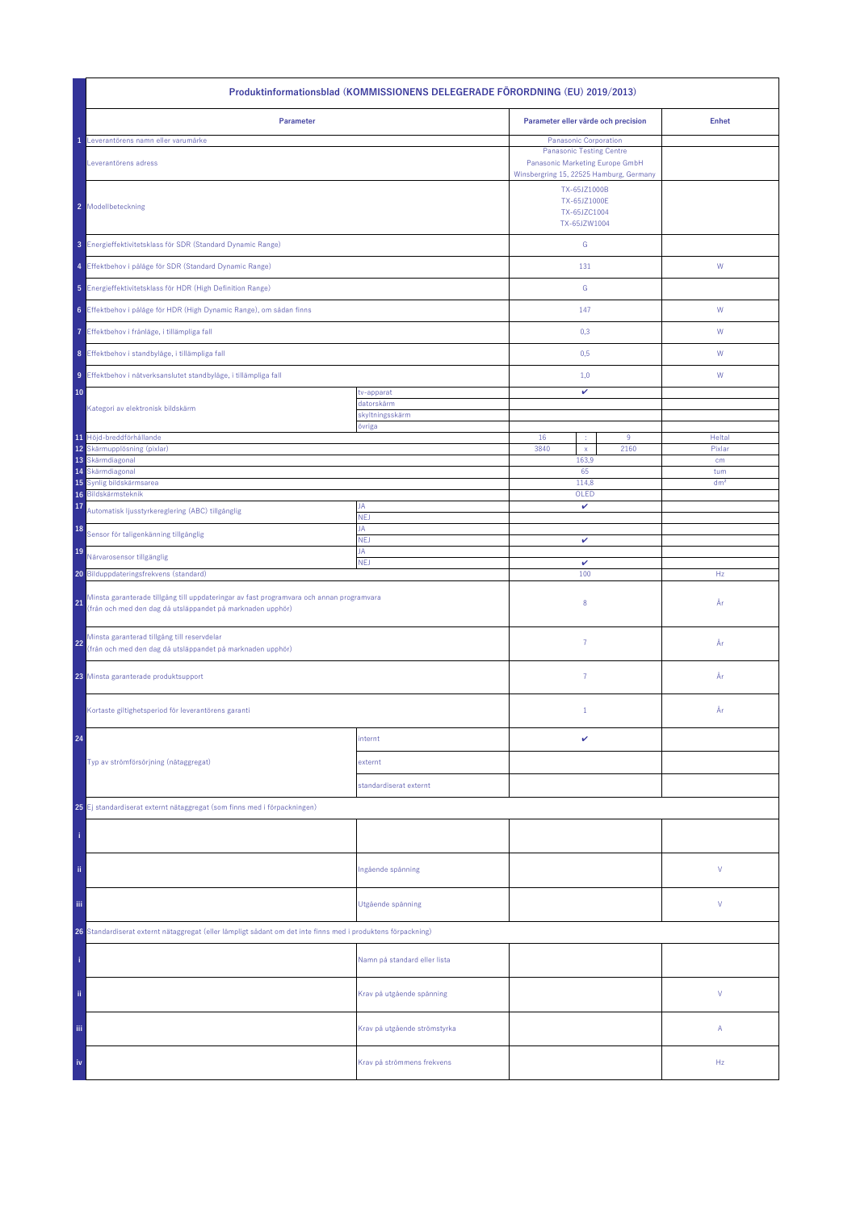| | Produktinformationsblad (KOMMISSIONENS DELEGERADE FÖRORDNING (EU) 2019/2013) | | | | | |
|---|---|---|---|---|---|---|
| | **Parameter** | | **Parameter eller värde och precision** | | | **Enhet** |
| 1 | Leverantörens namn eller varumärke | | Panasonic Corporation | | | |
| | Leverantörens adress | | Panasonic Testing Centre<br>Panasonic Marketing Europe GmbH<br>Winsbergring 15, 22525 Hamburg, Germany | | | |
| 2 | Modellbeteckning | | TX-65JZ1000B<br>TX-65JZ1000E<br>TX-65JZC1004<br>TX-65JZW1004 | | | |
| 3 | Energieffektivitetsklass för SDR (Standard Dynamic Range) | | G | | | |
| 4 | Effektbehov i påläge för SDR (Standard Dynamic Range) | | 131 | | | W |
| 5 | Energieffektivitetsklass för HDR (High Definition Range) | | G | | | |
| 6 | Effektbehov i påläge för HDR (High Dynamic Range), om sådan finns | | 147 | | | W |
| 7 | Effektbehov i frånläge, i tillämpliga fall | | 0,3 | | | W |
| 8 | Effektbehov i standbyläge, i tillämpliga fall | | 0,5 | | | W |
| 9 | Effektbehov i nätverksanslutet standbyläge, i tillämpliga fall | | 1,0 | | | W |
| 10 | Kategori av elektronisk bildskärm | tv-apparat | ✔ | | | |
| | | datorskärm | | | | |
| | | skyltningsskärm | | | | |
| | | övriga | | | | |
| 11 | Höjd-breddförhållande | | 16 | : | 9 | Heltal |
| 12 | Skärmupplösning (pixlar) | | 3840 | x | 2160 | Pixlar |
| 13 | Skärmdiagonal | | 163,9 | | | cm |
| 14 | Skärmdiagonal | | 65 | | | tum |
| 15 | Synlig bildskärmsarea | | 114,8 | | | dm² |
| 16 | Bildskärmsteknik | | OLED | | | |
| 17 | Automatisk ljusstyrkereglering (ABC) tillgänglig | JA | ✔ | | | |
| | | NEJ | | | | |
| 18 | Sensor för taligenkänning tillgänglig | JA | | | | |
| | | NEJ | ✔ | | | |
| 19 | Närvarosensor tillgänglig | JA | | | | |
| | | NEJ | ✔ | | | |
| 20 | Bilduppdateringsfrekvens (standard) | | 100 | | | Hz |
| 21 | Minsta garanterade tillgång till uppdateringar av fast programvara och annan programvara (från och med den dag då utsläppandet på marknaden upphör) | | 8 | | | År |
| 22 | Minsta garanterad tillgång till reservdelar (från och med den dag då utsläppandet på marknaden upphör) | | 7 | | | År |
| 23 | Minsta garanterade produktsupport | | 7 | | | År |
| | Kortaste giltighetsperiod för leverantörens garanti | | 1 | | | År |
| 24 | Typ av strömförsörjning (nätaggregat) | internt | ✔ | | | |
| | | externt | | | | |
| | | standardiserat externt | | | | |
| 25 | Ej standardiserat externt nätaggregat (som finns med i förpackningen) | | | | | |
| i | | | | | | |
| ii | | Ingående spänning | | | | V |
| iii | | Utgående spänning | | | | V |
| 26 | Standardiserat externt nätaggregat (eller lämpligt sådant om det inte finns med i produktens förpackning) | | | | | |
| i | | Namn på standard eller lista | | | | |
| ii | | Krav på utgående spänning | | | | V |
| iii | | Krav på utgående strömstyrka | | | | A |
| iv | | Krav på strömmens frekvens | | | | Hz |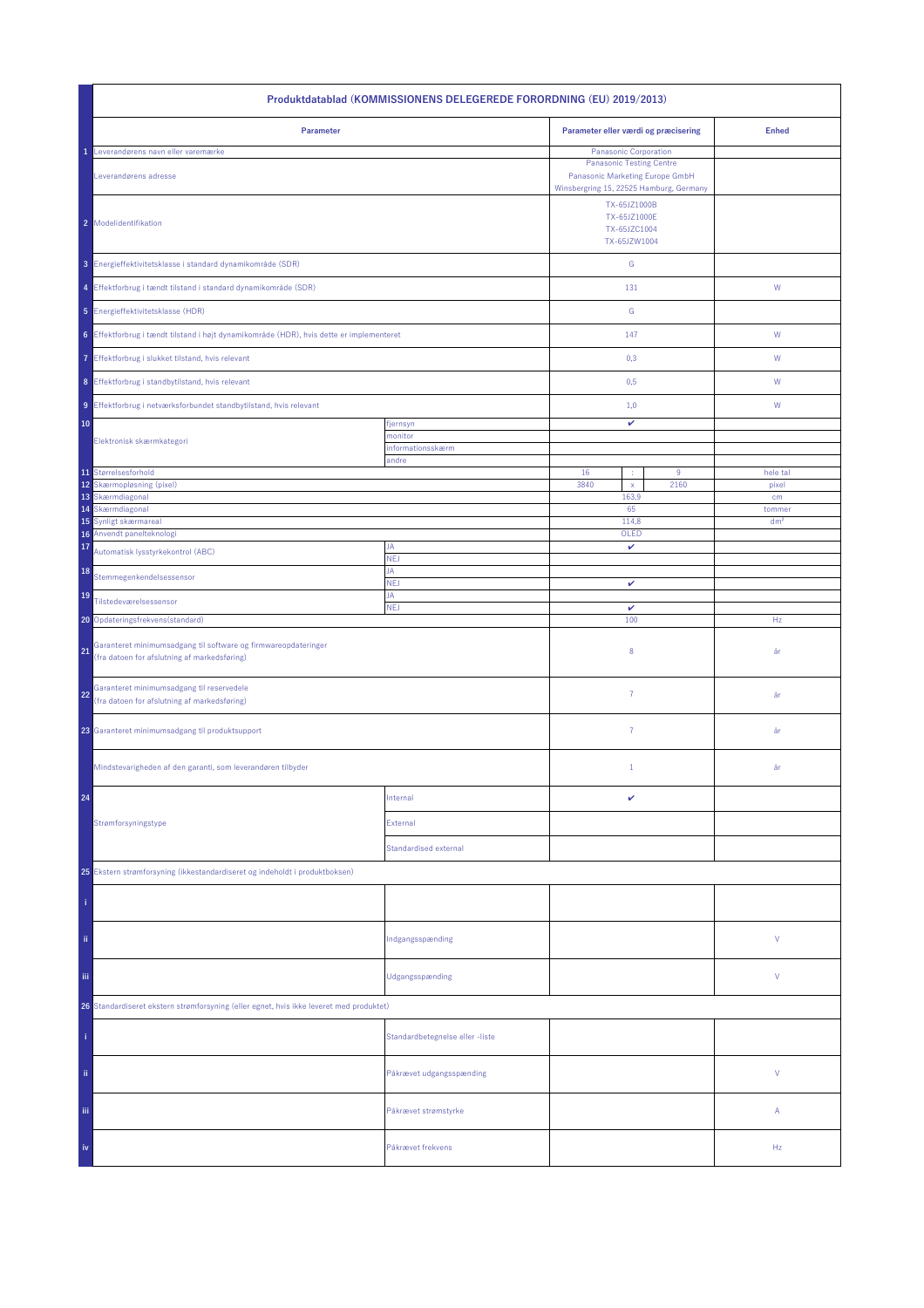| | Produktdatablad (KOMMISSIONENS DELEGEREDE FORORDNING (EU) 2019/2013) | | | | | |
|---|---|---|---|---|---|---|
| | **Parameter** | | **Parameter eller værdi og præcisering** | | | **Enhed** |
| 1 | Leverandørens navn eller varemærke | | Panasonic Corporation | | | |
| | Leverandørens adresse | | Panasonic Testing Centre<br>Panasonic Marketing Europe GmbH<br>Winsbergring 15, 22525 Hamburg, Germany | | | |
| 2 | Modelidentifikation | | TX-65JZ1000B<br>TX-65JZ1000E<br>TX-65JZC1004<br>TX-65JZW1004 | | | |
| 3 | Energieffektivitetsklasse i standard dynamikområde (SDR) | | G | | | |
| 4 | Effektforbrug i tændt tilstand i standard dynamikområde (SDR) | | 131 | | | W |
| 5 | Energieffektivitetsklasse (HDR) | | G | | | |
| 6 | Effektforbrug i tændt tilstand i højt dynamikområde (HDR), hvis dette er implementeret | | 147 | | | W |
| 7 | Effektforbrug i slukket tilstand, hvis relevant | | 0,3 | | | W |
| 8 | Effektforbrug i standbytilstand, hvis relevant | | 0,5 | | | W |
| 9 | Effektforbrug i netværksforbundet standbytilstand, hvis relevant | | 1,0 | | | W |
| 10 | Elektronisk skærmkategori | fjernsyn | ✔ | | | |
| | | monitor | | | | |
| | | informationsskærm | | | | |
| | | andre | | | | |
| 11 | Størrelsesforhold | | 16 | : | 9 | hele tal |
| 12 | Skærmopløsning (pixel) | | 3840 | x | 2160 | pixel |
| 13 | Skærmdiagonal | | 163,9 | | | cm |
| 14 | Skærmdiagonal | | 65 | | | tommer |
| 15 | Synligt skærmareal | | 114,8 | | | dm² |
| 16 | Anvendt panelteknologi | | OLED | | | |
| 17 | Automatisk lysstyrkekontrol (ABC) | JA | ✔ | | | |
| | | NEJ | | | | |
| 18 | Stemmegenkendelsessensor | JA | | | | |
| | | NEJ | ✔ | | | |
| 19 | Tilstedeværelsessensor | JA | | | | |
| | | NEJ | ✔ | | | |
| 20 | Opdateringsfrekvens(standard) | | 100 | | | Hz |
| 21 | Garanteret minimumsadgang til software og firmwareopdateringer<br>(fra datoen for afslutning af markedsføring) | | 8 | | | år |
| 22 | Garanteret minimumsadgang til reservedele<br>(fra datoen for afslutning af markedsføring) | | 7 | | | år |
| 23 | Garanteret minimumsadgang til produktsupport | | 7 | | | år |
| | Mindstevarigheden af den garanti, som leverandøren tilbyder | | 1 | | | år |
| 24 | Strømforsyningstype | Internal | ✔ | | | |
| | | External | | | | |
| | | Standardised external | | | | |
| 25 | Ekstern strømforsyning (ikkestandardiseret og indeholdt i produktboksen) | | | | | |
| i | | | | | | |
| ii | | Indgangsspænding | | | | V |
| iii | | Udgangsspænding | | | | V |
| 26 | Standardiseret ekstern strømforsyning (eller egnet, hvis ikke leveret med produktet) | | | | | |
| i | | Standardbetegnelse eller -liste | | | | |
| ii | | Påkrævet udgangsspænding | | | | V |
| iii | | Påkrævet strømstyrke | | | | A |
| iv | | Påkrævet frekvens | | | | Hz |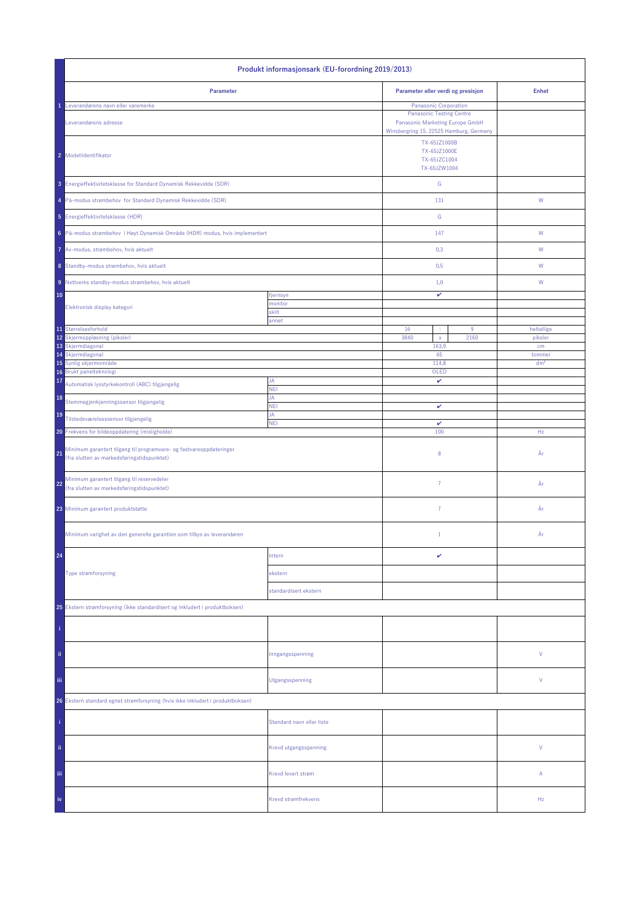| | Produkt informasjonsark (EU-forordning 2019/2013) | | | | | |
|---|---|---|---|---|---|---|
| | **Parameter** | | **Parameter eller verdi og presisjon** | | | **Enhet** |
| 1 | Leverandørens navn eller varemerke | | Panasonic Corporation | | | |
| | Leverandørens adresse | | Panasonic Testing Centre<br>Panasonic Marketing Europe GmbH<br>Winsbergring 15, 22525 Hamburg, Germany | | | |
| 2 | Modellidentifikator | | TX-65JZ1000B<br>TX-65JZ1000E<br>TX-65JZC1004<br>TX-65JZW1004 | | | |
| 3 | Energieffektivitetsklasse for Standard Dynamisk Rekkevidde (SDR) | | G | | | |
| 4 | På-modus strømbehov for Standard Dynamisk Rekkevidde (SDR) | | 131 | | | W |
| 5 | Energieffektivitetsklasse (HDR) | | G | | | |
| 6 | På-modus strømbehov i Høyt Dynamisk Område (HDR) modus, hvis implementert | | 147 | | | W |
| 7 | Av-modus, strømbehov, hvis aktuelt | | 0,3 | | | W |
| 8 | Standby-modus strømbehov, hvis aktuelt | | 0,5 | | | W |
| 9 | Nettverks standby-modus strømbehov, hvis aktuelt | | 1,0 | | | W |
| 10 | Elektronisk display kategori | fjernsyn | ✔ | | | |
| | | monitor | | | | |
| | | skilt | | | | |
| | | annet | | | | |
| 11 | Størrelsesforhold | | 16 | : | 9 | heltallige |
| 12 | Skjermoppløsning (piksler) | | 3840 | x | 2160 | piksler |
| 13 | Skjermdiagonal | | 163,9 | | | cm |
| 14 | Skjermdiagonal | | 65 | | | tommer |
| 15 | Synlig skjermområde | | 114,8 | | | dm² |
| 16 | Brukt panelteknologi | | OLED | | | |
| 17 | Automatisk lysstyrkekontroll (ABC) tilgjengelig | JA | ✔ | | | |
| | | NEI | | | | |
| 18 | Stemmegjenkjenningssensor tilgjengelig | JA | | | | |
| | | NEI | ✔ | | | |
| 19 | Tilstedeværelsessensor tilgjengelig | JA | | | | |
| | | NEI | ✔ | | | |
| 20 | Frekvens for bildeoppdatering (mislighold) | | 100 | | | Hz |
| 21 | Minimum garantert tilgang til programvare- og fastvareoppdateringer (fra slutten av markedsføringstidspunktet) | | 8 | | | År |
| 22 | Minimum garantert tilgang til reservedeler (fra slutten av markedsføringstidspunktet) | | 7 | | | År |
| 23 | Minimum garantert produktstøtte | | 7 | | | År |
| | Minimum varighet av den generelle garantien som tilbys av leverandøren | | 1 | | | År |
| 24 | Type strømforsyning | Intern | ✔ | | | |
| | | ekstern | | | | |
| | | standardisert ekstern | | | | |
| 25 | Ekstern strømforsyning (ikke standardisert og inkludert i produktboksen) | | | | | |
| i | | | | | | |
| ii | | Inngangsspenning | | | | V |
| iii | | Utgangsspenning | | | | V |
| 26 | Ekstern standard egnet strømforsyning (hvis ikke inkludert i produktboksen) | | | | | |
| i | | Standard navn eller liste | | | | |
| ii | | Krevd utgangsspenning | | | | V |
| iii | | Krevd levert strøm | | | | A |
| iv | | Krevd strømfrekvens | | | | Hz |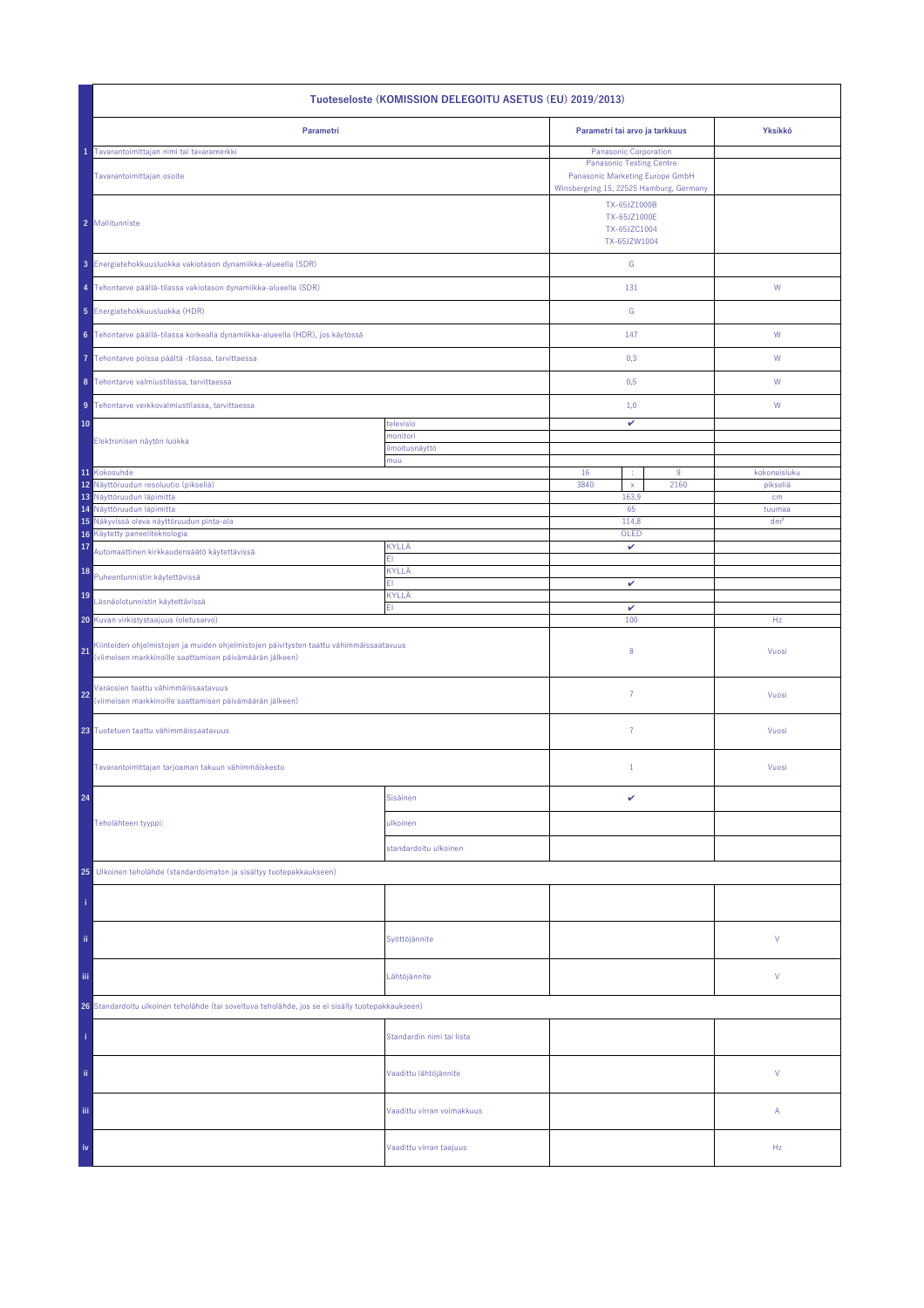| Tuoteseloste (KOMISSION DELEGOITU ASETUS (EU) 2019/2013) | | | | | |
|---|---|---|---|---|---|
| | **Parametri** | | **Parametri tai arvo ja tarkkuus** | | **Yksikkö** |
| 1 | Tavarantoimittajan nimi tai tavaramerkki | | Panasonic Corporation | | |
| | Tavarantoimittajan osoite | | Panasonic Testing Centre<br>Panasonic Marketing Europe GmbH<br>Winsbergring 15, 22525 Hamburg, Germany | | |
| 2 | Mallitunniste | | TX-65JZ1000B<br>TX-65JZ1000E<br>TX-65JZC1004<br>TX-65JZW1004 | | |
| 3 | Energiatehokkuusluokka vakiotason dynamiikka-alueella (SDR) | | G | | |
| 4 | Tehontarve päällä-tilassa vakiotason dynamiikka-alueella (SDR) | | 131 | | W |
| 5 | Energiatehokkuusluokka (HDR) | | G | | |
| 6 | Tehontarve päällä-tilassa korkealla dynamiikka-alueella (HDR), jos käytössä | | 147 | | W |
| 7 | Tehontarve poissa päältä -tilassa, tarvittaessa | | 0,3 | | W |
| 8 | Tehontarve valmiustilassa, tarvittaessa | | 0,5 | | W |
| 9 | Tehontarve verkkovalmiustilassa, tarvittaessa | | 1,0 | | W |
| 10 | Elektronisen näytön luokka | televisio | ✔ | | |
| | | monitori | | | |
| | | ilmoitusnäyttö | | | |
| | | muu | | | |
| 11 | Kokosuhde | | 16 : 9 | | kokonaisluku |
| 12 | Näyttöruudun resoluutio (pikseliä) | | 3840 x 2160 | | pikseliä |
| 13 | Näyttöruudun läpimitta | | 163,9 | | cm |
| 14 | Näyttöruudun läpimitta | | 65 | | tuumaa |
| 15 | Näkyvissä oleva näyttöruudun pinta-ala | | 114,8 | | dm² |
| 16 | Käytetty paneeliteknologia | | OLED | | |
| 17 | Automaattinen kirkkaudensäätö käytettävissä | KYLLÄ | ✔ | | |
| | | EI | | | |
| 18 | Puheentunnistin käytettävissä | KYLLÄ | | | |
| | | EI | ✔ | | |
| 19 | Läsnäolotunnistin käytettävissä | KYLLÄ | | | |
| | | EI | ✔ | | |
| 20 | Kuvan virkistystaajuus (oletusarvo) | | 100 | | Hz |
| 21 | Kiinteiden ohjelmistojen ja muiden ohjelmistojen päivitysten taattu vähimmäissaatavuus (viimeisen markkinoille saattamisen päivämäärän jälkeen) | | 8 | | Vuosi |
| 22 | Varaosien taattu vähimmäissaatavuus (viimeisen markkinoille saattamisen päivämäärän jälkeen) | | 7 | | Vuosi |
| 23 | Tuotetuen taattu vähimmäissaatavuus | | 7 | | Vuosi |
| | Tavarantoimittajan tarjoaman takuun vähimmäiskesto | | 1 | | Vuosi |
| 24 | Teholähteen tyyppi: | Sisäinen | ✔ | | |
| | | ulkoinen | | | |
| | | standardoitu ulkoinen | | | |
| 25 | Ulkoinen teholähde (standardoimaton ja sisältyy tuotepakkaukseen) | | | | |
| i | | | | | |
| ii | | Syöttöjännite | | | V |
| iii | | Lähtöjännite | | | V |
| 26 | Standardoitu ulkoinen teholähde (tai soveltuva teholähde, jos se ei sisälly tuotepakkaukseen) | | | | |
| i | | Standardin nimi tai lista | | | |
| ii | | Vaadittu lähtöjännite | | | V |
| iii | | Vaadittu virran voimakkuus | | | A |
| iv | | Vaadittu virran taajuus | | | Hz |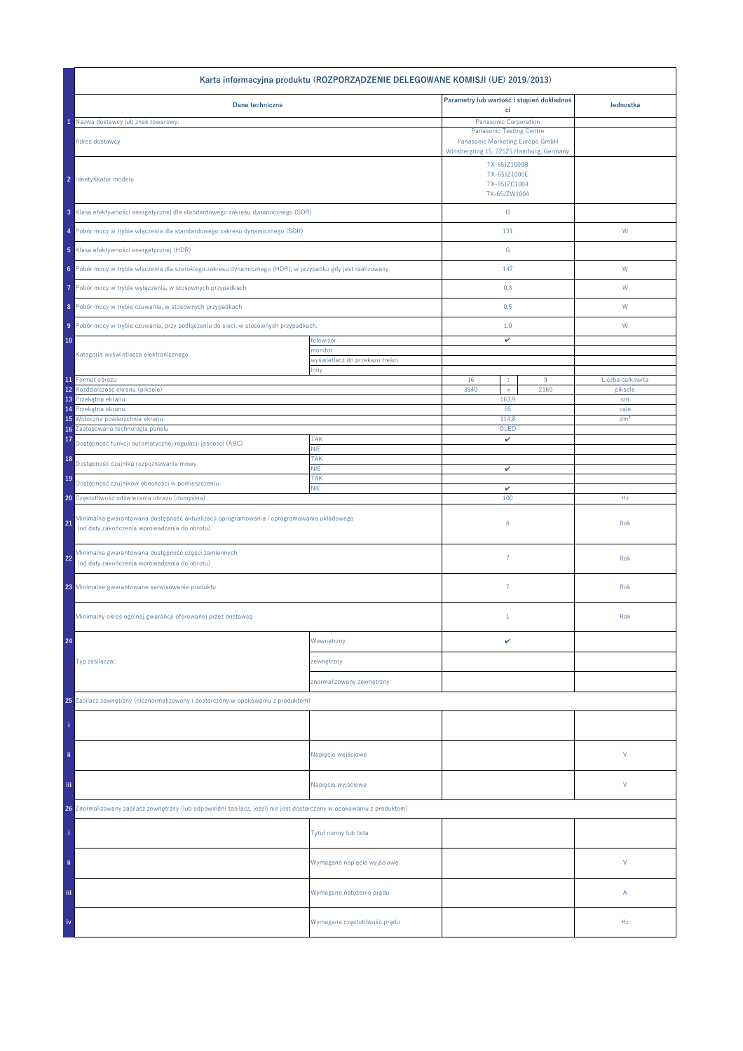| | Karta informacyjna produktu (ROZPORZĄDZENIE DELEGOWANE KOMISJI (UE) 2019/2013) | | | | | |
|---|---|---|---|---|---|---|
| | **Dane techniczne** | | **Parametry lub wartość i stopień dokładności** | | | **Jednostka** |
| 1 | Nazwa dostawcy lub znak towarowy: | | Panasonic Corporation | | | |
| | Adres dostawcy | | Panasonic Testing Centre Panasonic Marketing Europe GmbH Winsbergring 15, 22525 Hamburg, Germany | | | |
| 2 | Identyfikator modelu | | TX-65JZ1000B TX-65JZ1000E TX-65JZC1004 TX-65JZW1004 | | | |
| 3 | Klasa efektywności energetycznej dla standardowego zakresu dynamicznego (SDR) | | G | | | |
| 4 | Pobór mocy w trybie włączenia dla standardowego zakresu dynamicznego (SDR) | | 131 | | | W |
| 5 | Klasa efektywności energetycznej (HDR) | | G | | | |
| 6 | Pobór mocy w trybie włączenia dla szerokiego zakresu dynamicznego (HDR), w przypadku gdy jest realizowany | | 147 | | | W |
| 7 | Pobór mocy w trybie wyłączenia, w stosownych przypadkach | | 0,3 | | | W |
| 8 | Pobór mocy w trybie czuwania, w stosownych przypadkach | | 0,5 | | | W |
| 9 | Pobór mocy w trybie czuwania, przy podłączeniu do sieci, w stosownych przypadkach. | | 1,0 | | | W |
| 10 | Kategoria wyświetlacza elektronicznego | telewizor | ✔ | | | |
| | | monitor | | | | |
| | | wyświetlacz do przekazu treści | | | | |
| | | inny | | | | |
| 11 | Format obrazu | | 16 | : | 9 | Liczba całkowita |
| 12 | Rozdzielczość ekranu (piksele) | | 3840 | x | 2160 | piksele |
| 13 | Przekątna ekranu | | 163,9 | | | cm |
| 14 | Przekątna ekranu | | 65 | | | cale |
| 15 | Widoczna powierzchnia ekranu | | 114,8 | | | dm² |
| 16 | Zastosowana technologia panelu | | OLED | | | |
| 17 | Dostępność funkcji automatycznej regulacji jasności (ABC) | TAK | ✔ | | | |
| | | NIE | | | | |
| 18 | Dostępność czujnika rozpoznawania mowy | TAK | | | | |
| | | NIE | ✔ | | | |
| 19 | Dostępność czujników obecności w pomieszczeniu | TAK | | | | |
| | | NIE | ✔ | | | |
| 20 | Częstotliwość odświeżania obrazu (domyślna) | | 100 | | | Hz |
| 21 | Minimalna gwarantowana dostępność aktualizacji oprogramowania i oprogramowania układowego (od daty zakończenia wprowadzania do obrotu) | | 8 | | | Rok |
| 22 | Minimalna gwarantowana dostępność części zamiennych (od daty zakończenia wprowadzania do obrotu) | | 7 | | | Rok |
| 23 | Minimalne gwarantowane serwisowanie produktu | | 7 | | | Rok |
| | Minimalny okres ogólnej gwarancji oferowanej przez dostawcę | | 1 | | | Rok |
| 24 | Typ zasilacza: | Wewnętrzny | ✔ | | | |
| | | zewnętrzny | | | | |
| | | znormalizowany zewnętrzny | | | | |
| 25 | Zasilacz zewnętrzny (nieznormalizowany i dostarczony w opakowaniu z produktem) | | | | | |
| i | | | | | | |
| ii | | Napięcie wejściowe | | | | V |
| iii | | Napięcie wyjściowe | | | | V |
| 26 | Znormalizowany zasilacz zewnętrzny (lub odpowiedni zasilacz, jeżeli nie jest dostarczony w opakowaniu z produktem) | | | | | |
| i | | Tytuł normy lub lista | | | | |
| ii | | Wymagane napięcie wyjściowe | | | | V |
| iii | | Wymagane natężenie prądu | | | | A |
| iv | | Wymagana częstotliwość prądu | | | | Hz |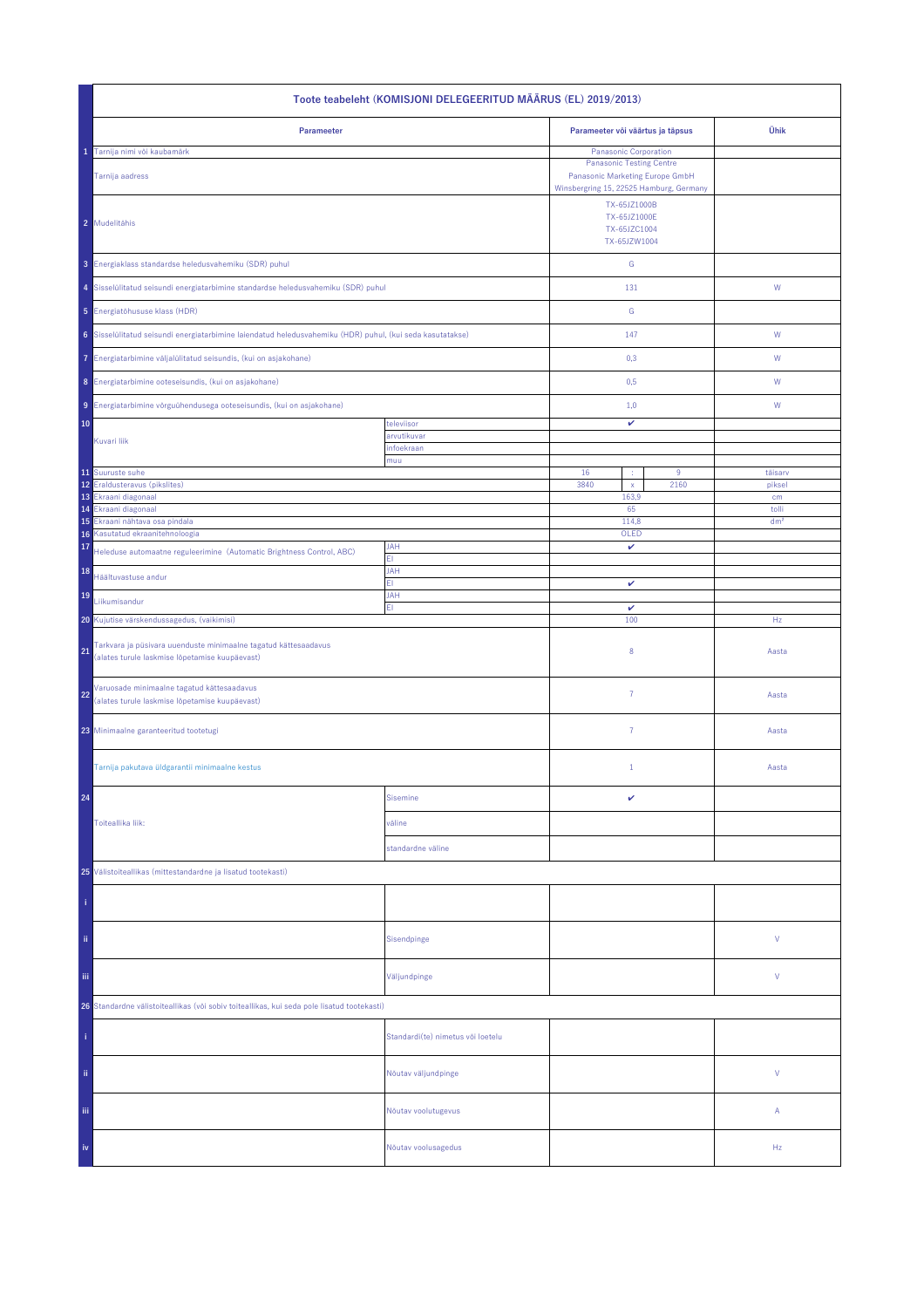| | Toote teabeleht (KOMISJONI DELEGEERITUD MÄÄRUS (EL) 2019/2013) | | | | | |
|---|---|---|---|---|---|---|
| | **Parameeter** | | **Parameetri või väärtus ja täpsus** | | | **Ühik** |
| 1 | Tarnija nimi või kaubamärk | | Panasonic Corporation | | | |
| | Tarnija aadress | | Panasonic Testing Centre<br>Panasonic Marketing Europe GmbH<br>Winsbergring 15, 22525 Hamburg, Germany | | | |
| 2 | Mudelitähis | | TX-65JZ1000B<br>TX-65JZ1000E<br>TX-65JZC1004<br>TX-65JZW1004 | | | |
| 3 | Energiaklass standardse heledusvahemiku (SDR) puhul | | G | | | |
| 4 | Sisselülitatud seisundi energiatarbimine standardse heledusvahemiku (SDR) puhul | | 131 | | | W |
| 5 | Energiatõhususe klass (HDR) | | G | | | |
| 6 | Sisselülitatud seisundi energiatarbimine laiendatud heledusvahemiku (HDR) puhul, (kui seda kasutatakse) | | 147 | | | W |
| 7 | Energiatarbimine väljalülitatud seisundis, (kui on asjakohane) | | 0,3 | | | W |
| 8 | Energiatarbimine ooteseisundis, (kui on asjakohane) | | 0,5 | | | W |
| 9 | Energiatarbimine võrguühendusega ooteseisundis, (kui on asjakohane) | | 1,0 | | | W |
| 10 | Kuvari liik | televiisor | ✔ | | | |
| | | arvutikuvar | | | | |
| | | infoekraan | | | | |
| | | muu | | | | |
| 11 | Suuruste suhe | | 16 | : | 9 | täisarv |
| 12 | Eraldusteravus (pikslites) | | 3840 | x | 2160 | piksel |
| 13 | Ekraani diagonaal | | 163,9 | | | cm |
| 14 | Ekraani diagonaal | | 65 | | | tolli |
| 15 | Ekraani nähtava osa pindala | | 114,8 | | | dm² |
| 16 | Kasutatud ekraanitehnoloogia | | OLED | | | |
| 17 | Heleduse automaatne reguleerimine (Automatic Brightness Control, ABC) | JAH | ✔ | | | |
| | | EI | | | | |
| 18 | Häältuvastuse andur | JAH | | | | |
| | | EI | ✔ | | | |
| 19 | Liikumisandur | JAH | | | | |
| | | EI | ✔ | | | |
| 20 | Kujutise värskendussagedus, (vaikimisi) | | 100 | | | Hz |
| 21 | Tarkvara ja püsivara uuenduste minimaalne tagatud kättesaadavus<br>(alates turule laskmise lõpetamise kuupäevast) | | 8 | | | Aasta |
| 22 | Varuosade minimaalne tagatud kättesaadavus<br>(alates turule laskmise lõpetamise kuupäevast) | | 7 | | | Aasta |
| 23 | Minimaalne garanteeritud tootetugi | | 7 | | | Aasta |
| | Tarnija pakutava üldgarantii minimaalne kestus | | 1 | | | Aasta |
| 24 | Toiteallika liik: | Sisemine | ✔ | | | |
| | | väline | | | | |
| | | standardne väline | | | | |
| 25 | Välistoiteallikas (mittestandardne ja lisatud tootekasti) | | | | | |
| i | | | | | | |
| ii | | Sisendpinge | | | | V |
| iii | | Väljundpinge | | | | V |
| 26 | Standardne välistoiteallikas (või sobiv toiteallikas, kui seda pole lisatud tootekasti) | | | | | |
| i | | Standardi(te) nimetus või loetelu | | | | |
| ii | | Nõutav väljundpinge | | | | V |
| iii | | Nõutav voolutugevus | | | | A |
| iv | | Nõutav voolusagedus | | | | Hz |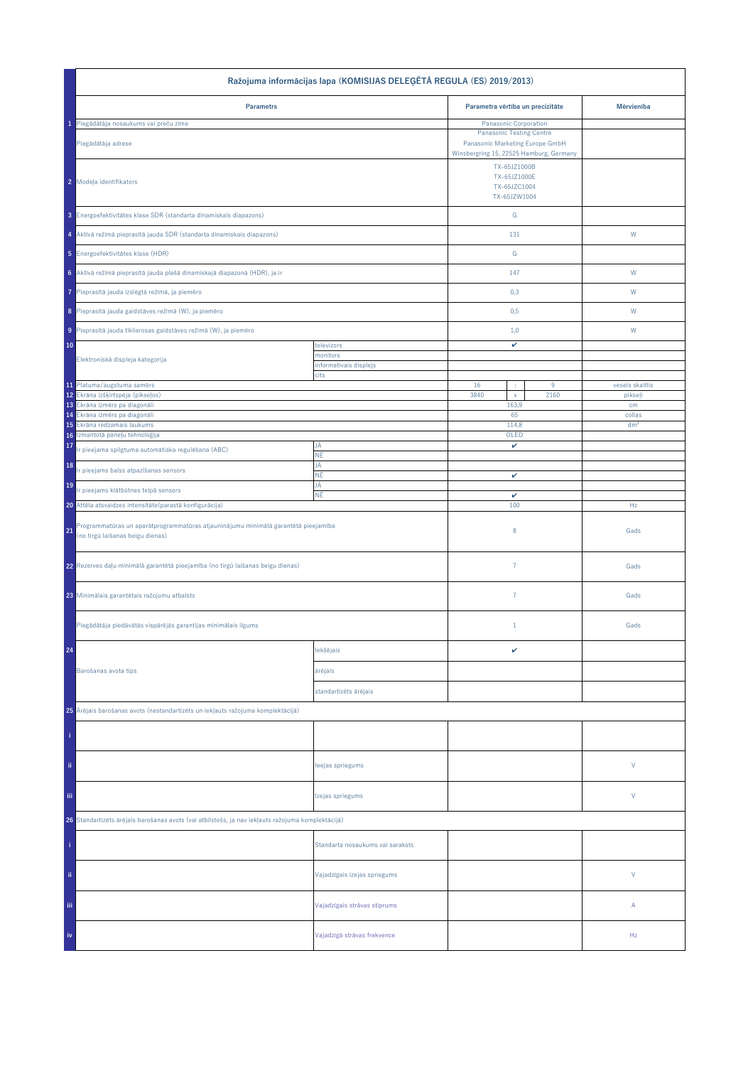| | Ražojuma informācijas lapa (KOMISIJAS DELEĢĒTĀ REGULA (ES) 2019/2013) | | | | | |
|---|---|---|---|---|---|---|
| | **Parametrs** | | **Parametra vērtība un precizitāte** | | | **Mērvienība** |
| 1 | Piegādātāja nosaukums vai preču zīme | | Panasonic Corporation | | | |
| | Piegādātāja adrese | | Panasonic Testing Centre<br>Panasonic Marketing Europe GmbH<br>Winsbergring 15, 22525 Hamburg, Germany | | | |
| 2 | Modeļa identifikators | | TX-65JZ1000B<br>TX-65JZ1000E<br>TX-65JZC1004<br>TX-65JZW1004 | | | |
| 3 | Energoefektivitātes klase SDR (standarta dinamiskais diapazons) | | G | | | |
| 4 | Aktīvā režīmā pieprasītā jauda SDR (standarta dinamiskais diapazons) | | 131 | | | W |
| 5 | Energoefektivitātes klase (HDR) | | G | | | |
| 6 | Aktīvā režīmā pieprasītā jauda plašā dinamiskajā diapazonā (HDR), ja ir | | 147 | | | W |
| 7 | Pieprasītā jauda izslēgtā režīmā, ja piemēro | | 0,3 | | | W |
| 8 | Pieprasītā jauda gaidstāves režīmā (W), ja piemēro | | 0,5 | | | W |
| 9 | Pieprasītā jauda tīklierosas gaidstāves režīmā (W), ja piemēro | | 1,0 | | | W |
| 10 | Elektroniskā displeja kategorija | televizors | ✔ | | | |
| | | monitors | | | | |
| | | informatīvais displejs | | | | |
| | | cits | | | | |
| 11 | Platuma/augstuma samērs | | 16 | : | 9 | vesels skaitlis |
| 12 | Ekrāna izšķirtspēja (pikseļos) | | 3840 | x | 2160 | pikseļi |
| 13 | Ekrāna izmērs pa diagonāli | | 163,9 | | | cm |
| 14 | Ekrāna izmērs pa diagonāli | | 65 | | | collas |
| 15 | Ekrāna redzamais laukums | | 114,8 | | | dm² |
| 16 | Izmantotā paneļu tehnoloģija | | OLED | | | |
| 17 | Ir pieejama spilgtuma automātiska regulēšana (ABC) | JĀ | ✔ | | | |
| | | NĒ | | | | |
| 18 | Ir pieejams balss atpazīšanas sensors | JĀ | | | | |
| | | NĒ | ✔ | | | |
| 19 | Ir pieejams klātbūtnes telpā sensors | JĀ | | | | |
| | | NĒ | ✔ | | | |
| 20 | Attēla atsvaidzes intensitāte(parastā konfigurācija) | | 100 | | | Hz |
| 21 | Programmatūras un aparātprogrammatūras atjauninājumu minimālā garantētā pieejamība (no tirgū laišanas beigu dienas) | | 8 | | | Gads |
| 22 | Rezerves daļu minimālā garantētā pieejamība (no tirgū laišanas beigu dienas) | | 7 | | | Gads |
| 23 | Minimālais garantētais ražojumu atbalsts | | 7 | | | Gads |
| | Piegādātāja piedāvātās vispārējās garantijas minimālais ilgums | | 1 | | | Gads |
| 24 | Barošanas avota tips | Iekšējais | ✔ | | | |
| | | ārējais | | | | |
| | | standartizēts ārējais | | | | |
| 25 | Ārējais barošanas avots (nestandartizēts un iekļauts ražojuma komplektācijā) | | | | | |
| i | | | | | | |
| ii | | Ieejas spriegums | | | | V |
| iii | | Izejas spriegums | | | | V |
| 26 | Standartizēts ārējais barošanas avots (vai atbilstošs, ja nav iekļauts ražojuma komplektācijā) | | | | | |
| i | | Standarta nosaukums vai saraksts | | | | |
| ii | | Vajadzīgais izejas spriegums | | | | V |
| iii | | Vajadzīgais strāvas stiprums | | | | A |
| iv | | Vajadzīgā strāvas frekvence | | | | Hz |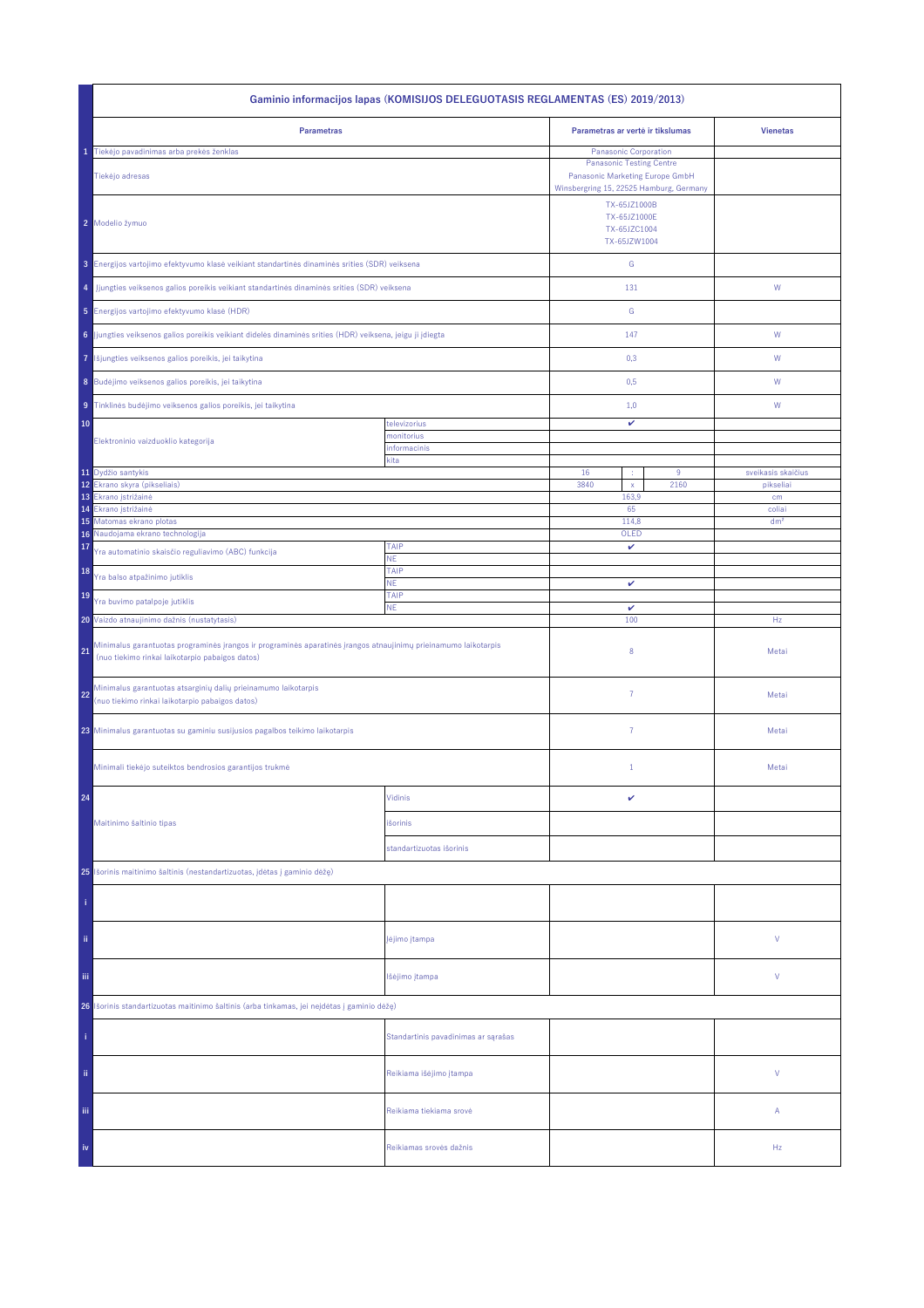| | Gaminio informacijos lapas (KOMISIJOS DELEGUOTASIS REGLAMENTAS (ES) 2019/2013) | | | | | |
|---|---|---|---|---|---|---|
| | **Parametras** | | **Parametras ar vertė ir tikslumas** | | | **Vienetas** |
| 1 | Tiekėjo pavadinimas arba prekės ženklas | | Panasonic Corporation | | | |
| | Tiekėjo adresas | | Panasonic Testing Centre<br>Panasonic Marketing Europe GmbH<br>Winsbergring 15, 22525 Hamburg, Germany | | | |
| 2 | Modelio žymuo | | TX-65JZ1000B<br>TX-65JZ1000E<br>TX-65JZC1004<br>TX-65JZW1004 | | | |
| 3 | Energijos vartojimo efektyvumo klasė veikiant standartinės dinaminės srities (SDR) veiksena | | G | | | |
| 4 | Įjungties veiksenos galios poreikis veikiant standartinės dinaminės srities (SDR) veiksena | | 131 | | | W |
| 5 | Energijos vartojimo efektyvumo klasė (HDR) | | G | | | |
| 6 | Įjungties veiksenos galios poreikis veikiant didelės dinaminės srities (HDR) veiksena, jeigu ji įdiegta | | 147 | | | W |
| 7 | Išjungties veiksenos galios poreikis, jei taikytina | | 0,3 | | | W |
| 8 | Budėjimo veiksenos galios poreikis, jei taikytina | | 0,5 | | | W |
| 9 | Tinklinės budėjimo veiksenos galios poreikis, jei taikytina | | 1,0 | | | W |
| 10 | Elektroninio vaizduoklio kategorija | televizorius | ✔ | | | |
| | | monitorius | | | | |
| | | informacinis | | | | |
| | | kita | | | | |
| 11 | Dydžio santykis | | 16 | : | 9 | sveikasis skaičius |
| 12 | Ekrano skyra (pikseliais) | | 3840 | x | 2160 | pikseliai |
| 13 | Ekrano įstrižainė | | 163,9 | | | cm |
| 14 | Ekrano įstrižainė | | 65 | | | coliai |
| 15 | Matomas ekrano plotas | | 114,8 | | | dm² |
| 16 | Naudojama ekrano technologija | | OLED | | | |
| 17 | Yra automatinio skaisčio reguliavimo (ABC) funkcija | TAIP | ✔ | | | |
| | | NE | | | | |
| 18 | Yra balso atpažinimo jutiklis | TAIP | | | | |
| | | NE | ✔ | | | |
| 19 | Yra buvimo patalpoje jutiklis | TAIP | | | | |
| | | NE | ✔ | | | |
| 20 | Vaizdo atnaujinimo dažnis (nustatytasis) | | 100 | | | Hz |
| 21 | Minimalus garantuotas programinės įrangos ir programinės aparatinės įrangos atnaujinimų prieinamumo laikotarpis (nuo tiekimo rinkai laikotarpio pabaigos datos) | | 8 | | | Metai |
| 22 | Minimalus garantuotas atsarginių dalių prieinamumo laikotarpis (nuo tiekimo rinkai laikotarpio pabaigos datos) | | 7 | | | Metai |
| 23 | Minimalus garantuotas su gaminiu susijusios pagalbos teikimo laikotarpis | | 7 | | | Metai |
| | Minimali tiekėjo suteiktos bendrosios garantijos trukmė | | 1 | | | Metai |
| 24 | Maitinimo šaltinio tipas | Vidinis | ✔ | | | |
| | | išorinis | | | | |
| | | standartizuotas išorinis | | | | |
| 25 | Išorinis maitinimo šaltinis (nestandartizuotas, įdėtas į gaminio dėžę) | | | | | |
| i | | | | | | |
| ii | | Įėjimo įtampa | | | | V |
| iii | | Išėjimo įtampa | | | | V |
| 26 | Išorinis standartizuotas maitinimo šaltinis (arba tinkamas, jei neįdėtas į gaminio dėžę) | | | | | |
| i | | Standartinis pavadinimas ar sąrašas | | | | |
| ii | | Reikiama išėjimo įtampa | | | | V |
| iii | | Reikiama tiekiama srovė | | | | A |
| iv | | Reikiamas srovės dažnis | | | | Hz |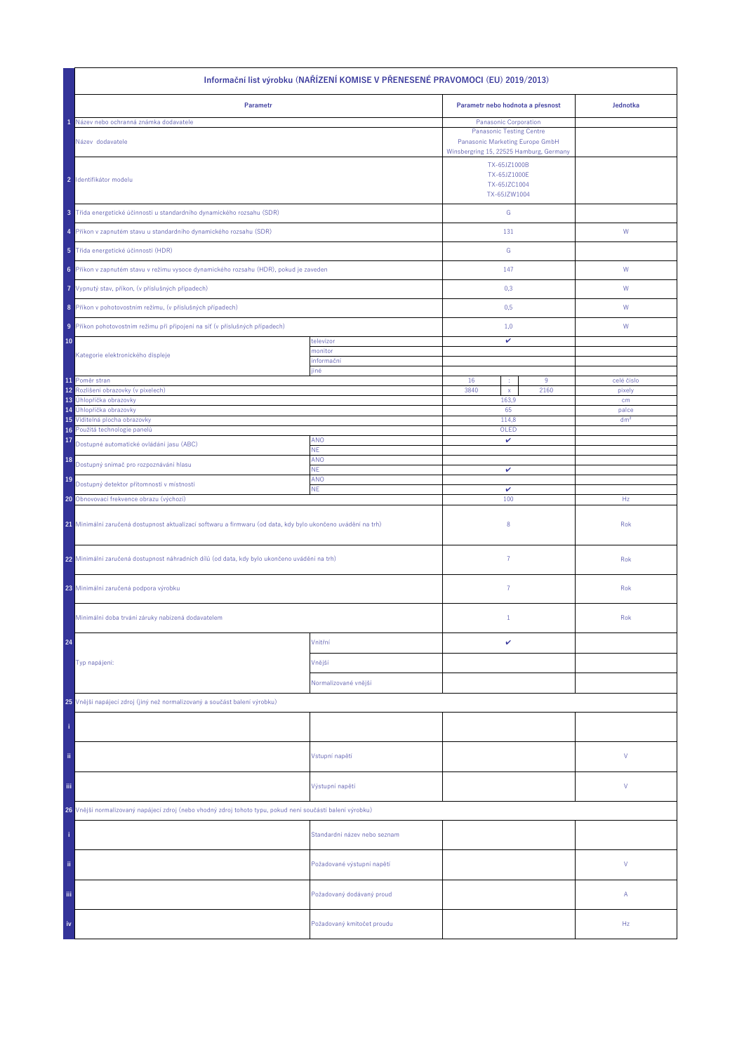| | Informační list výrobku (NAŘÍZENÍ KOMISE V PŘENESENÉ PRAVOMOCI (EU) 2019/2013) | | | | | |
|---|---|---|---|---|---|---|
| | **Parametr** | | **Parametr nebo hodnota a přesnost** | | | **Jednotka** |
| 1 | Název nebo ochranná známka dodavatele | | Panasonic Corporation | | | |
| | Název dodavatele | | Panasonic Testing Centre<br>Panasonic Marketing Europe GmbH<br>Winsbergring 15, 22525 Hamburg, Germany | | | |
| 2 | Identifikátor modelu | | TX-65JZ1000B<br>TX-65JZ1000E<br>TX-65JZC1004<br>TX-65JZW1004 | | | |
| 3 | Třída energetické účinnosti u standardního dynamického rozsahu (SDR) | | G | | | |
| 4 | Příkon v zapnutém stavu u standardního dynamického rozsahu (SDR) | | 131 | | | W |
| 5 | Třída energetické účinnosti (HDR) | | G | | | |
| 6 | Příkon v zapnutém stavu v režimu vysoce dynamického rozsahu (HDR), pokud je zaveden | | 147 | | | W |
| 7 | Vypnutý stav, příkon, (v příslušných případech) | | 0,3 | | | W |
| 8 | Příkon v pohotovostním režimu, (v příslušných případech) | | 0,5 | | | W |
| 9 | Příkon pohotovostním režimu při připojení na síť (v příslušných případech) | | 1,0 | | | W |
| 10 | Kategorie elektronického displeje | televizor | ✔ | | | |
| | | monitor | | | | |
| | | informační | | | | |
| | | jiné | | | | |
| 11 | Poměr stran | | 16 | : | 9 | celé číslo |
| 12 | Rozlišení obrazovky (v pixelech) | | 3840 | x | 2160 | pixely |
| 13 | Úhlopříčka obrazovky | | 163,9 | | | cm |
| 14 | Úhlopříčka obrazovky | | 65 | | | palce |
| 15 | Viditelná plocha obrazovky | | 114,8 | | | dm² |
| 16 | Použitá technologie panelů | | OLED | | | |
| 17 | Dostupné automatické ovládání jasu (ABC) | ANO | ✔ | | | |
| | | NE | | | | |
| 18 | Dostupný snímač pro rozpoznávání hlasu | ANO | | | | |
| | | NE | ✔ | | | |
| 19 | Dostupný detektor přítomnosti v místnosti | ANO | | | | |
| | | NE | ✔ | | | |
| 20 | Obnovovací frekvence obrazu (výchozí) | | 100 | | | Hz |
| 21 | Minimální zaručená dostupnost aktualizací softwaru a firmwaru (od data, kdy bylo ukončeno uvádění na trh) | | 8 | | | Rok |
| 22 | Minimální zaručená dostupnost náhradních dílů (od data, kdy bylo ukončeno uvádění na trh) | | 7 | | | Rok |
| 23 | Minimální zaručená podpora výrobku | | 7 | | | Rok |
| | Minimální doba trvání záruky nabízená dodavatelem | | 1 | | | Rok |
| 24 | Typ napájení: | Vnitřní | ✔ | | | |
| | | Vnější | | | | |
| | | Normalizované vnější | | | | |
| 25 | Vnější napájecí zdroj (jiný než normalizovaný a součást balení výrobku) | | | | | |
| i | | | | | | |
| ii | | Vstupní napětí | | | | V |
| iii | | Výstupní napětí | | | | V |
| 26 | Vnější normalizovaný napájecí zdroj (nebo vhodný zdroj tohoto typu, pokud není součástí balení výrobku) | | | | | |
| i | | Standardní název nebo seznam | | | | |
| ii | | Požadované výstupní napětí | | | | V |
| iii | | Požadovaný dodávaný proud | | | | A |
| iv | | Požadovaný kmitočet proudu | | | | Hz |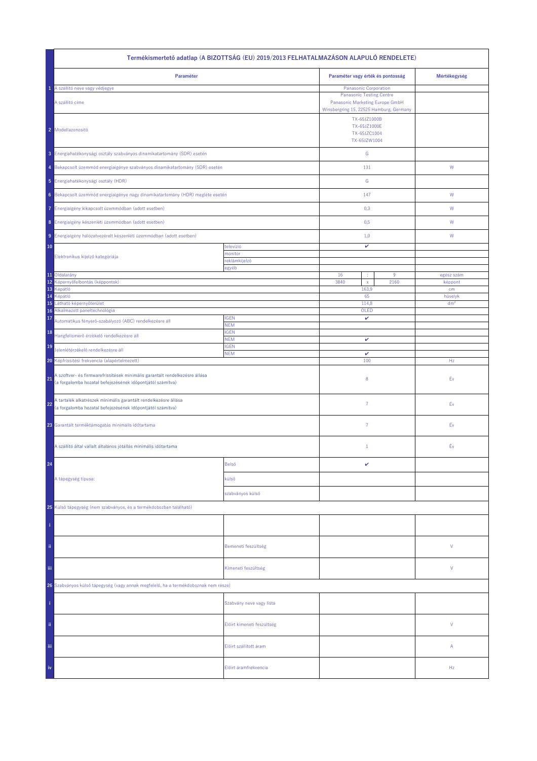| | Termékismertető adatlap (A BIZOTTSÁG (EU) 2019/2013 FELHATALMAZÁSON ALAPULÓ RENDELETE) | | | | | |
|---|---|---|---|---|---|---|
| | **Paraméter** | | **Paraméter vagy érték és pontosság** | | | **Mértékegység** |
| 1 | A szállító neve vagy védjegye | | Panasonic Corporation | | | |
| | A szállító címe | | Panasonic Testing Centre<br>Panasonic Marketing Europe GmbH<br>Winsbergring 15, 22525 Hamburg, Germany | | | |
| 2 | Modellazonosító | | TX-65JZ1000B<br>TX-65JZ1000E<br>TX-65JZC1004<br>TX-65JZW1004 | | | |
| 3 | Energiahatékonysági osztály szabványos dinamikatartomány (SDR) esetén | | G | | | |
| 4 | Bekapcsolt üzemmód energiaigénye szabványos dinamikatartomány (SDR) esetén | | 131 | | | W |
| 5 | Energiahatékonysági osztály (HDR) | | G | | | |
| 6 | Bekapcsolt üzemmód energiaigénye nagy dinamikatartomány (HDR) megléte esetén | | 147 | | | W |
| 7 | Energiaigény kikapcsolt üzemmódban (adott esetben) | | 0,3 | | | W |
| 8 | Energiaigény készenléti üzemmódban (adott esetben) | | 0,5 | | | W |
| 9 | Energiaigény hálózatvezérelt készenléti üzemmódban (adott esetben) | | 1,0 | | | W |
| 10 | Elektronikus kijelző kategóriája | televízió | ✔ | | | |
| | | monitor | | | | |
| | | reklámkijelző | | | | |
| | | egyéb | | | | |
| 11 | Oldalarány | | 16 | : | 9 | egész szám |
| 12 | Képernyőfelbontás (képpontok) | | 3840 | x | 2160 | képpont |
| 13 | Képátló | | 163,9 | | | cm |
| 14 | Képátló | | 65 | | | hüvelyk |
| 15 | Látható képernyőterület | | 114,8 | | | dm² |
| 16 | Alkalmazott paneltechnológia | | OLED | | | |
| 17 | Automatikus fényerő-szabályozó (ABC) rendelkezésre áll | IGEN | ✔ | | | |
| | | NEM | | | | |
| 18 | Hangfelismerő érzékelő rendelkezésre áll | IGEN | | | | |
| | | NEM | ✔ | | | |
| 19 | Jelenlétérzékelő rendelkezésre áll | IGEN | | | | |
| | | NEM | ✔ | | | |
| 20 | Képfrissítési frekvencia (alapértelmezett) | | 100 | | | Hz |
| 21 | A szoftver- és firmwarefrissítések minimális garantált rendelkezésre állása (a forgalomba hozatal befejezésének időpontjától számítva) | | 8 | | | Év |
| 22 | A tartalék alkatrészek minimális garantált rendelkezésre állása (a forgalomba hozatal befejezésének időpontjától számítva) | | 7 | | | Év |
| 23 | Garantált terméktámogatás minimális időtartama | | 7 | | | Év |
| | A szállító által vállalt általános jótállás minimális időtartama | | 1 | | | Év |
| 24 | A tápegység típusa: | Belső | ✔ | | | |
| | | külső | | | | |
| | | szabványos külső | | | | |
| 25 | Külső tápegység (nem szabványos, és a termékdobozban található) | | | | | |
| i | | | | | | |
| ii | | Bemeneti feszültség | | | | V |
| iii | | Kimeneti feszültség | | | | V |
| 26 | Szabványos külső tápegység (vagy annak megfelelő, ha a termékdoboznak nem része) | | | | | |
| i | | Szabvány neve vagy lista | | | | |
| ii | | Előírt kimeneti feszültség | | | | V |
| iii | | Előírt szállított áram | | | | A |
| iv | | Előírt áramfrekvencia | | | | Hz |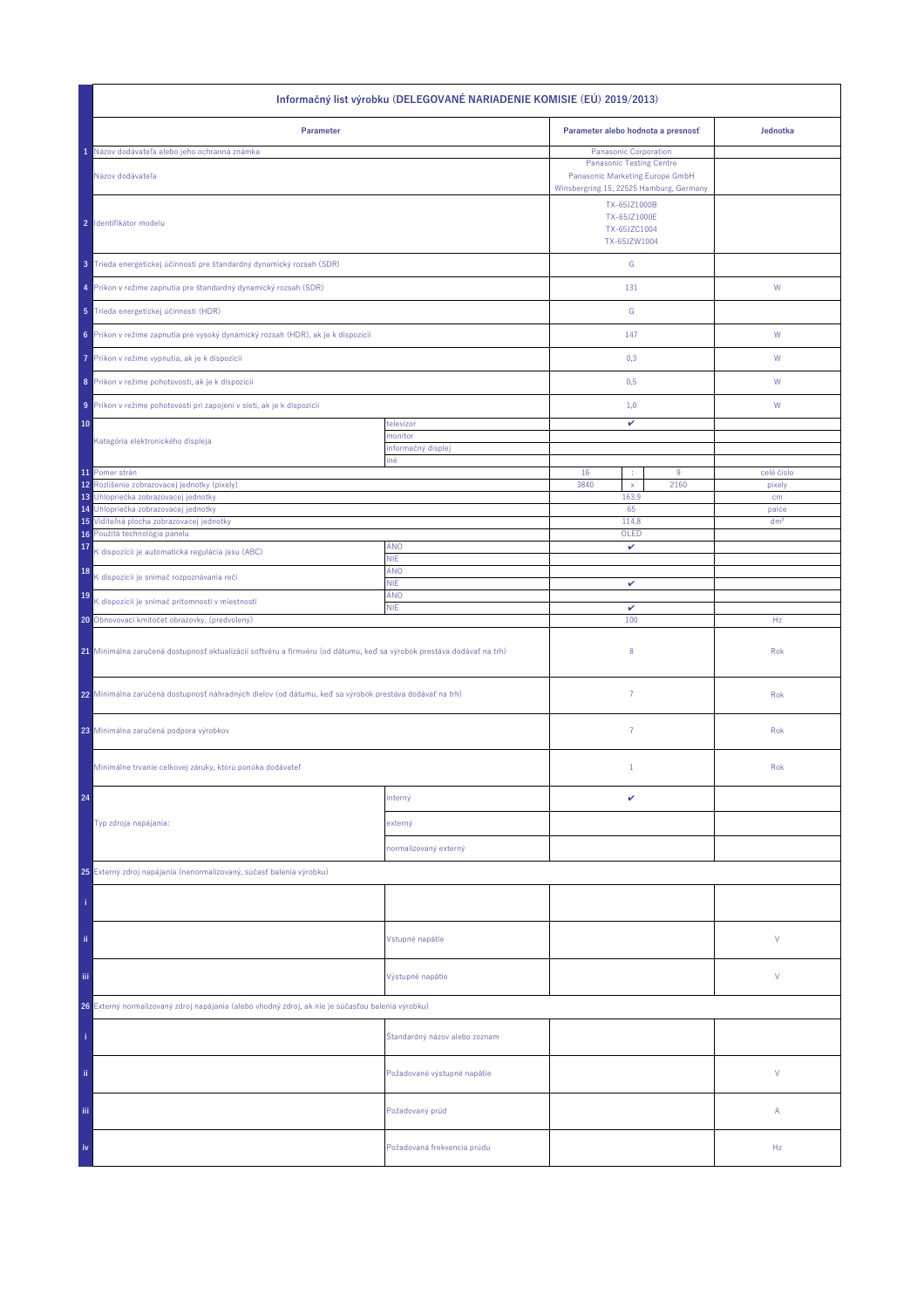| | Informačný list výrobku (DELEGOVANÉ NARIADENIE KOMISIE (EÚ) 2019/2013) | | | | | |
|---|---|---|---|---|---|---|
| | **Parameter** | | **Parameter alebo hodnota a presnosť** | | | **Jednotka** |
| 1 | Názov dodávateľa alebo jeho ochranná známka | | Panasonic Corporation | | | |
| | Názov dodávateľa | | Panasonic Testing Centre<br>Panasonic Marketing Europe GmbH<br>Winsbergring 15, 22525 Hamburg, Germany | | | |
| 2 | Identifikátor modelu | | TX-65JZ1000B<br>TX-65JZ1000E<br>TX-65JZC1004<br>TX-65JZW1004 | | | |
| 3 | Trieda energetickej účinnosti pre štandardný dynamický rozsah (SDR) | | G | | | |
| 4 | Príkon v režime zapnutia pre štandardný dynamický rozsah (SDR) | | 131 | | | W |
| 5 | Trieda energetickej účinnosti (HDR) | | G | | | |
| 6 | Príkon v režime zapnutia pre vysoký dynamický rozsah (HDR), ak je k dispozícii | | 147 | | | W |
| 7 | Príkon v režime vypnutia, ak je k dispozícii | | 0,3 | | | W |
| 8 | Príkon v režime pohotovosti, ak je k dispozícii | | 0,5 | | | W |
| 9 | Príkon v režime pohotovosti pri zapojení v sieti, ak je k dispozícii | | 1,0 | | | W |
| 10 | Kategória elektronického displeja | televízor | ✔ | | | |
| | | monitor | | | | |
| | | informačný displej | | | | |
| | | iné | | | | |
| 11 | Pomer strán | | 16 | : | 9 | celé číslo |
| 12 | Rozlíšenie zobrazovacej jednotky (pixely) | | 3840 | x | 2160 | pixely |
| 13 | Uhlopriečka zobrazovacej jednotky | | 163,9 | | | cm |
| 14 | Uhlopriečka zobrazovacej jednotky | | 65 | | | palce |
| 15 | Viditeľná plocha zobrazovacej jednotky | | 114,8 | | | dm² |
| 16 | Použitá technológia panelu | | OLED | | | |
| 17 | K dispozícii je automatická regulácia jasu (ABC) | ÁNO | ✔ | | | |
| | | NIE | | | | |
| 18 | K dispozícii je snímač rozpoznávania reči | ÁNO | | | | |
| | | NIE | ✔ | | | |
| 19 | K dispozícii je snímač prítomnosti v miestnosti | ÁNO | | | | |
| | | NIE | ✔ | | | |
| 20 | Obnovovací kmitočet obrazovky, (predvolený) | | 100 | | | Hz |
| 21 | Minimálna zaručená dostupnosť aktualizácií softvéru a firmvéru (od dátumu, keď sa výrobok prestáva dodávať na trh) | | 8 | | | Rok |
| 22 | Minimálna zaručená dostupnosť náhradných dielov (od dátumu, keď sa výrobok prestáva dodávať na trh) | | 7 | | | Rok |
| 23 | Minimálna zaručená podpora výrobkov | | 7 | | | Rok |
| | Minimálne trvanie celkovej záruky, ktorú ponúka dodávateľ | | 1 | | | Rok |
| 24 | Typ zdroja napájania: | interný | ✔ | | | |
| | | externý | | | | |
| | | normalizovaný externý | | | | |
| 25 | Externý zdroj napájania (nenormalizovaný, súčasť balenia výrobku) | | | | | |
| i | | | | | | |
| ii | | Vstupné napätie | | | | V |
| iii | | Výstupné napätie | | | | V |
| 26 | Externý normalizovaný zdroj napájania (alebo vhodný zdroj), ak nie je súčasťou balenia výrobku) | | | | | |
| i | | Štandardný názov alebo zoznam | | | | |
| ii | | Požadované výstupné napätie | | | | V |
| iii | | Požadovaný prúd | | | | A |
| iv | | Požadovaná frekvencia prúdu | | | | Hz |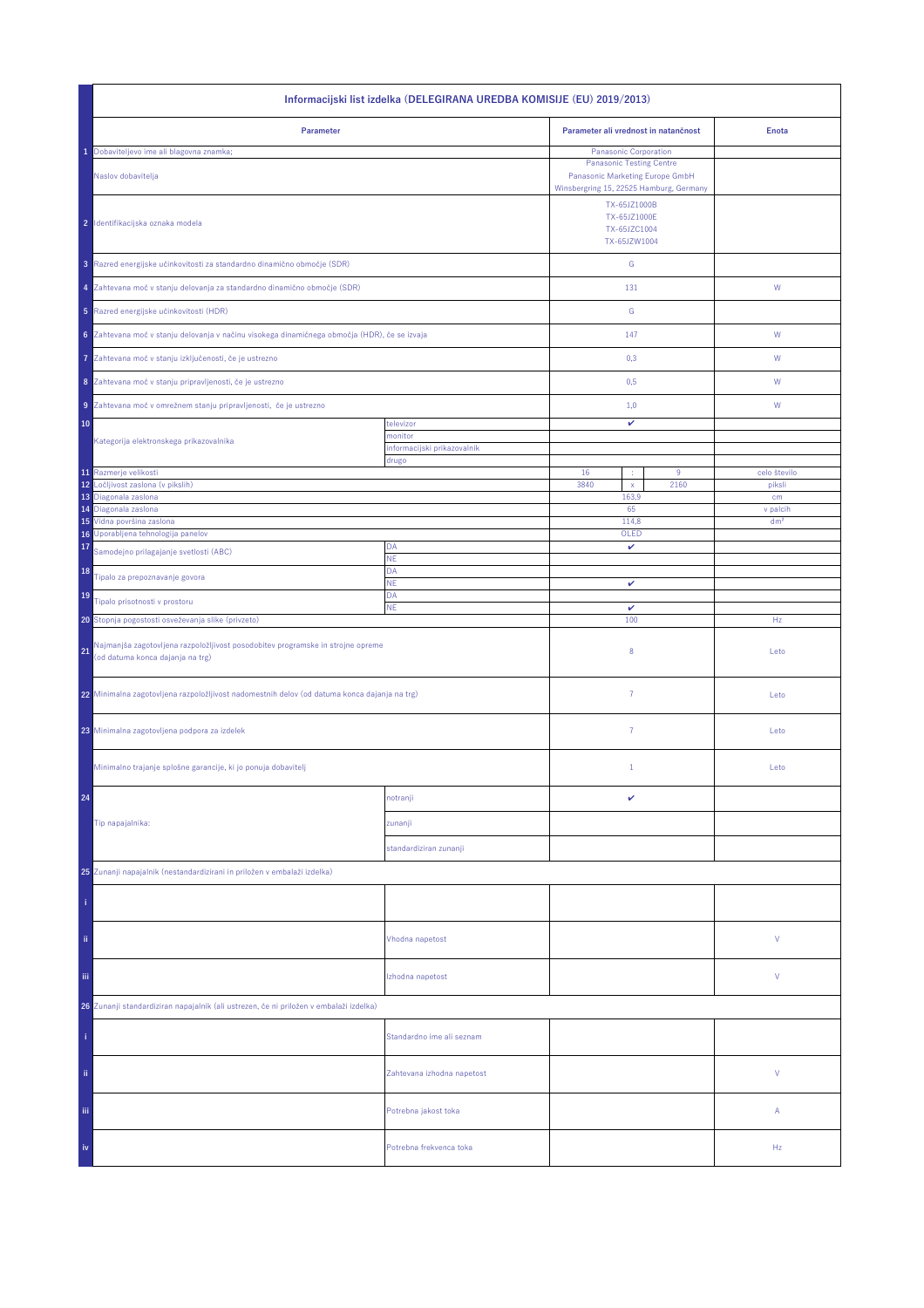| | Informacijski list izdelka (DELEGIRANA UREDBA KOMISIJE (EU) 2019/2013) | | | | | |
|---|---|---|---|---|---|---|
| | **Parameter** | | **Parameter ali vrednost in natančnost** | | | **Enota** |
| 1 | Dobaviteljevo ime ali blagovna znamka: | | Panasonic Corporation | | | |
| | Naslov dobavitelja | | Panasonic Testing Centre<br>Panasonic Marketing Europe GmbH<br>Winsbergring 15, 22525 Hamburg, Germany | | | |
| 2 | Identifikacijska oznaka modela | | TX-65JZ1000B<br>TX-65JZ1000E<br>TX-65JZC1004<br>TX-65JZW1004 | | | |
| 3 | Razred energijske učinkovitosti za standardno dinamično območje (SDR) | | G | | | |
| 4 | Zahtevana moč v stanju delovanja za standardno dinamično območje (SDR) | | 131 | | | W |
| 5 | Razred energijske učinkovitosti (HDR) | | G | | | |
| 6 | Zahtevana moč v stanju delovanja v načinu visokega dinamičnega območja (HDR), če se izvaja | | 147 | | | W |
| 7 | Zahtevana moč v stanju izključenosti, če je ustrezno | | 0,3 | | | W |
| 8 | Zahtevana moč v stanju pripravljenosti, če je ustrezno | | 0,5 | | | W |
| 9 | Zahtevana moč v omrežnem stanju pripravljenosti, če je ustrezno | | 1,0 | | | W |
| 10 | Kategorija elektronskega prikazovalnika | televizor | ✔ | | | |
| | | monitor | | | | |
| | | informacijski prikazovalnik | | | | |
| | | drugo | | | | |
| 11 | Razmerje velikosti | | 16 | : | 9 | celo število |
| 12 | Ločljivost zaslona (v pikslih) | | 3840 | x | 2160 | piksli |
| 13 | Diagonala zaslona | | 163,9 | | | cm |
| 14 | Diagonala zaslona | | 65 | | | v palcih |
| 15 | Vidna površina zaslona | | 114,8 | | | dm² |
| 16 | Uporabljena tehnologija panelov | | OLED | | | |
| 17 | Samodejno prilagajanje svetlosti (ABC) | DA | ✔ | | | |
| | | NE | | | | |
| 18 | Tipalo za prepoznavanje govora | DA | | | | |
| | | NE | ✔ | | | |
| 19 | Tipalo prisotnosti v prostoru | DA | | | | |
| | | NE | ✔ | | | |
| 20 | Stopnja pogostosti osveževanja slike (privzeto) | | 100 | | | Hz |
| 21 | Najmanjša zagotovljena razpoložljivost posodobitev programske in strojne opreme (od datuma konca dajanja na trg) | | 8 | | | Leto |
| 22 | Minimalna zagotovljena razpoložljivost nadomestnih delov (od datuma konca dajanja na trg) | | 7 | | | Leto |
| 23 | Minimalna zagotovljena podpora za izdelek | | 7 | | | Leto |
| | Minimalno trajanje splošne garancije, ki jo ponuja dobavitelj | | 1 | | | Leto |
| 24 | Tip napajalnika: | notranji | ✔ | | | |
| | | zunanji | | | | |
| | | standardiziran zunanji | | | | |
| 25 | Zunanji napajalnik (nestandardizirani in priložen v embalaži izdelka) | | | | | |
| i | | | | | | |
| ii | | Vhodna napetost | | | | V |
| iii | | Izhodna napetost | | | | V |
| 26 | Zunanji standardiziran napajalnik (ali ustrezen, če ni priložen v embalaži izdelka) | | | | | |
| i | | Standardno ime ali seznam | | | | |
| ii | | Zahtevana izhodna napetost | | | | V |
| iii | | Potrebna jakost toka | | | | A |
| iv | | Potrebna frekvenca toka | | | | Hz |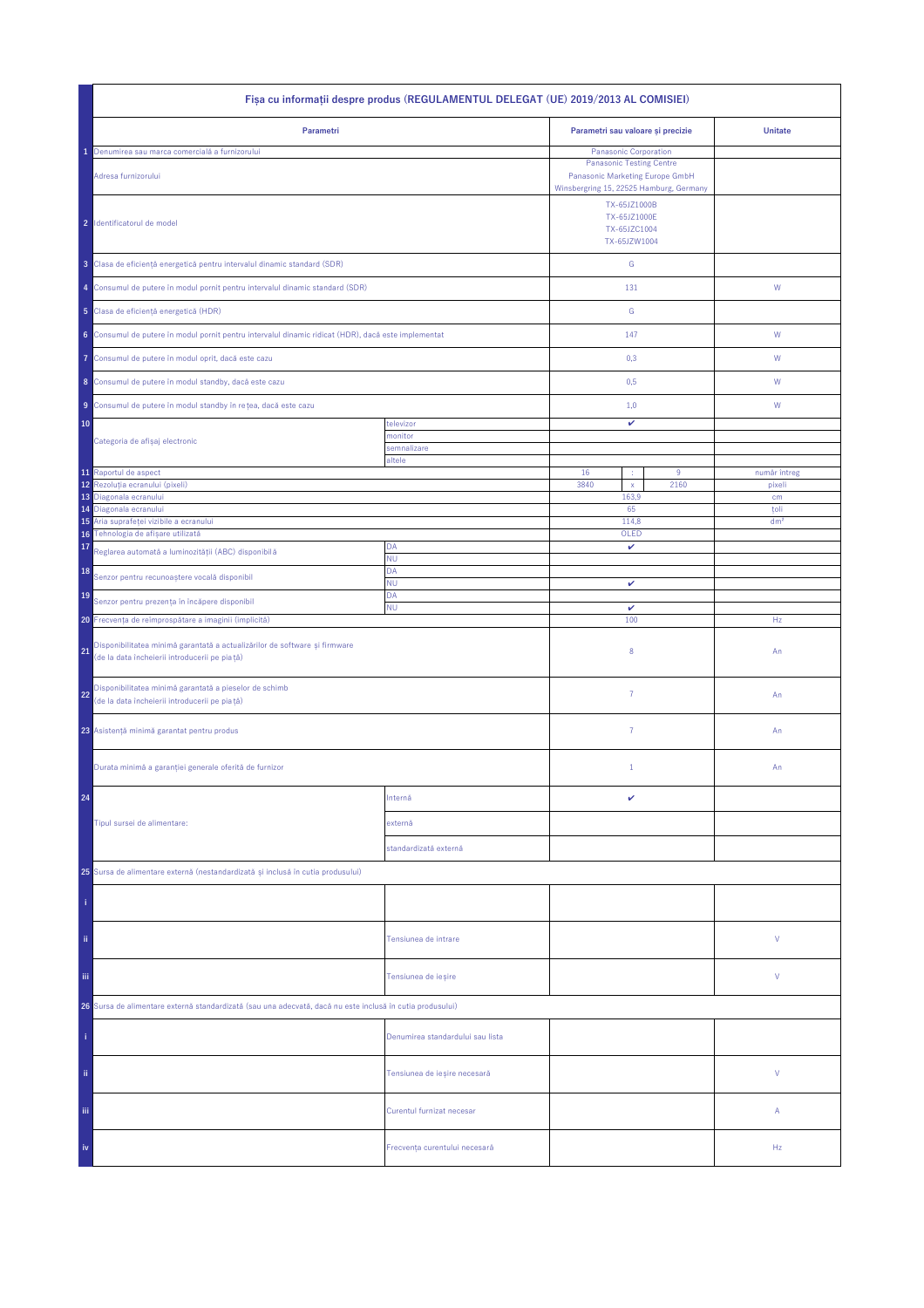| | Fişa cu informaţii despre produs (REGULAMENTUL DELEGAT (UE) 2019/2013 AL COMISIEI) | | | | | |
|---|---|---|---|---|---|---|
| | **Parametri** | | **Parametri sau valoare și precizie** | | | **Unitate** |
| 1 | Denumirea sau marca comercială a furnizorului | | Panasonic Corporation | | | |
| | Adresa furnizorului | | Panasonic Testing Centre<br>Panasonic Marketing Europe GmbH<br>Winsbergring 15, 22525 Hamburg, Germany | | | |
| 2 | Identificatorul de model | | TX-65JZ1000B<br>TX-65JZ1000E<br>TX-65JZC1004<br>TX-65JZW1004 | | | |
| 3 | Clasa de eficiență energetică pentru intervalul dinamic standard (SDR) | | G | | | |
| 4 | Consumul de putere în modul pornit pentru intervalul dinamic standard (SDR) | | 131 | | | W |
| 5 | Clasa de eficiență energetică (HDR) | | G | | | |
| 6 | Consumul de putere în modul pornit pentru intervalul dinamic ridicat (HDR), dacă este implementat | | 147 | | | W |
| 7 | Consumul de putere în modul oprit, dacă este cazu | | 0,3 | | | W |
| 8 | Consumul de putere în modul standby, dacă este cazu | | 0,5 | | | W |
| 9 | Consumul de putere în modul standby în rețea, dacă este cazu | | 1,0 | | | W |
| 10 | Categoria de afișaj electronic | televizor | ✔ | | | |
| | | monitor | | | | |
| | | semnalizare | | | | |
| | | altele | | | | |
| 11 | Raportul de aspect | | 16 | : | 9 | număr întreg |
| 12 | Rezoluția ecranului (pixeli) | | 3840 | x | 2160 | pixeli |
| 13 | Diagonala ecranului | | 163,9 | | | cm |
| 14 | Diagonala ecranului | | 65 | | | toli |
| 15 | Aria suprafeței vizibile a ecranului | | 114,8 | | | dm² |
| 16 | Tehnologia de afișare utilizată | | OLED | | | |
| 17 | Reglarea automată a luminozității (ABC) disponibilă | DA | ✔ | | | |
| | | NU | | | | |
| 18 | Senzor pentru recunoaștere vocală disponibil | DA | | | | |
| | | NU | ✔ | | | |
| 19 | Senzor pentru prezența în încăpere disponibil | DA | | | | |
| | | NU | ✔ | | | |
| 20 | Frecvența de reîmprospătare a imaginii (implicită) | | 100 | | | Hz |
| 21 | Disponibilitatea minimă garantată a actualizărilor de software și firmware (de la data încheierii introducerii pe piață) | | 8 | | | An |
| 22 | Disponibilitatea minimă garantată a pieselor de schimb (de la data încheierii introducerii pe piață) | | 7 | | | An |
| 23 | Asistență minimă garantat pentru produs | | 7 | | | An |
| | Durata minimă a garanției generale oferită de furnizor | | 1 | | | An |
| 24 | Tipul sursei de alimentare: | Internă | ✔ | | | |
| | | externă | | | | |
| | | standardizată externă | | | | |
| 25 | Sursa de alimentare externă (nestandardizată și inclusă în cutia produsului) | | | | | |
| i | | | | | | |
| ii | | Tensiunea de intrare | | | | V |
| iii | | Tensiunea de ieșire | | | | V |
| 26 | Sursa de alimentare externă standardizată (sau una adecvată, dacă nu este inclusă în cutia produsului) | | | | | |
| i | | Denumirea standardului sau lista | | | | |
| ii | | Tensiunea de ieșire necesară | | | | V |
| iii | | Curentul furnizat necesar | | | | A |
| iv | | Frecvența curentului necesară | | | | Hz |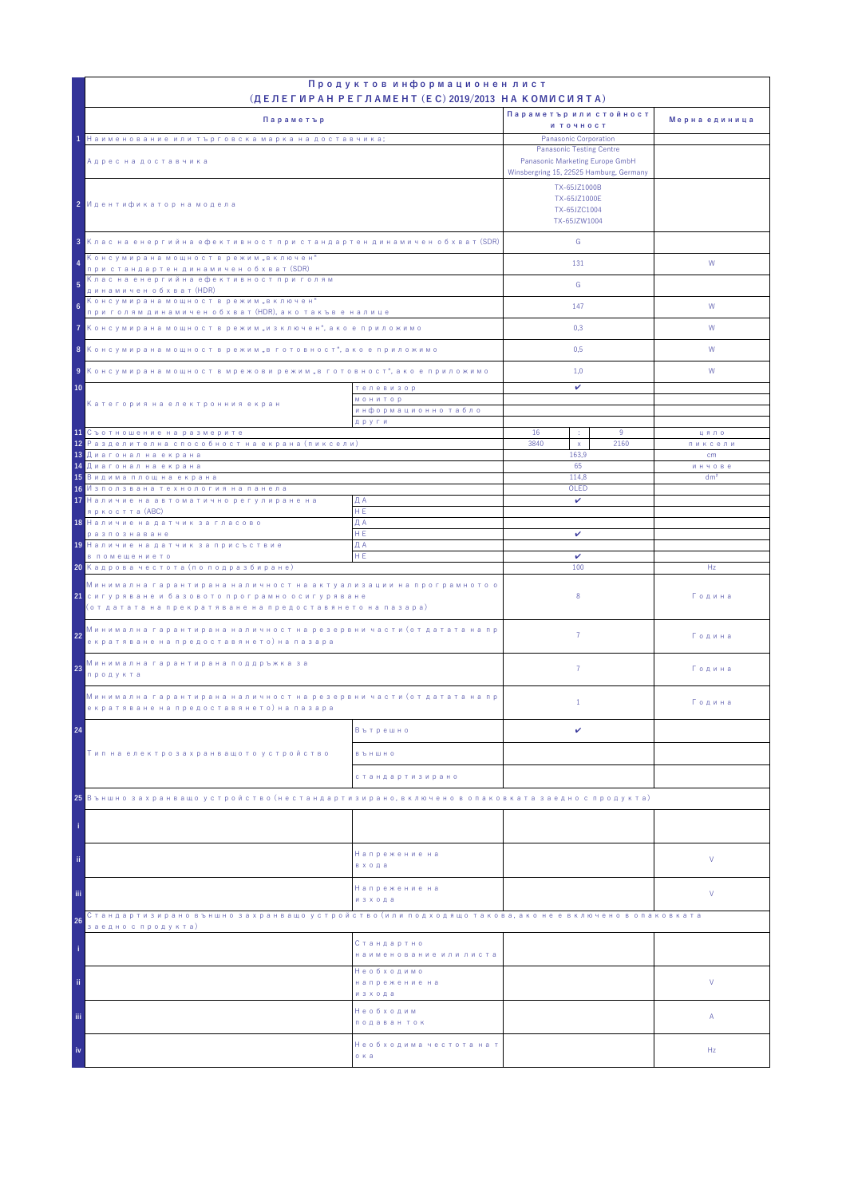# Продуктов информационен лист
## (ДЕЛЕГИРАН РЕГЛАМЕНТ (ЕС) 2019/2013 НА КОМИСИЯТА)

| | Параметър | | Параметър или стойност и точност | | | Мерна единица |
|---|---|---|---|---|---|---|
| 1 | Наименование или търговска марка на доставчика: | | Panasonic Corporation | | | |
| | Адрес на доставчика | | Panasonic Testing Centre<br>Panasonic Marketing Europe GmbH<br>Winsbergring 15, 22525 Hamburg, Germany | | | |
| 2 | Идентификатор на модела | | TX-65JZ1000B<br>TX-65JZ1000E<br>TX-65JZC1004<br>TX-65JZW1004 | | | |
| 3 | Клас на енергийна ефективност при стандартен динамичен обхват (SDR) | | G | | | |
| 4 | Консумирана мощност в режим „включен" при стандартен динамичен обхват (SDR) | | 131 | | | W |
| 5 | Клас на енергийна ефективност при голям динамичен обхват (HDR) | | G | | | |
| 6 | Консумирана мощност в режим „включен" при голям динамичен обхват (HDR), ако такъв е налице | | 147 | | | W |
| 7 | Консумирана мощност в режим „изключен", ако е приложимо | | 0,3 | | | W |
| 8 | Консумирана мощност в режим „в готовност", ако е приложимо | | 0,5 | | | W |
| 9 | Консумирана мощност в мрежови режим „в готовност", ако е приложимо | | 1,0 | | | W |
| 10 | Категория на електронния екран | телевизор | ✔ | | | |
| | | монитор | | | | |
| | | информационно табло | | | | |
| | | други | | | | |
| 11 | Съотношение на размерите | | 16 | : | 9 | цяло |
| 12 | Разделителна способност на екрана (пиксели) | | 3840 | x | 2160 | пиксели |
| 13 | Диагонал на екрана | | 163,9 | | | cm |
| 14 | Диагонал на екрана | | 65 | | | инчове |
| 15 | Видима площ на екрана | | 114,8 | | | dm² |
| 16 | Използвана технология на панела | | OLED | | | |
| 17 | Наличие на автоматично регулиране на яркостта (ABC) | ДА | ✔ | | | |
| | | НЕ | | | | |
| 18 | Наличие на датчик за гласово разпознаване | ДА | | | | |
| | | НЕ | ✔ | | | |
| 19 | Наличие на датчик за присъствие в помещението | ДА | | | | |
| | | НЕ | ✔ | | | |
| 20 | Кадрова честота (по подразбиране) | | 100 | | | Hz |
| 21 | Минимална гарантирана наличност на актуализации на програмното осигуряване и базовото програмно осигуряване (от датата на прекратяване на предоставянето на пазара) | | 8 | | | Година |
| 22 | Минимална гарантирана наличност на резервни части (от датата на прекратяване на предоставянето) на пазара | | 7 | | | Година |
| 23 | Минимална гарантирана поддръжка за продукта | | 7 | | | Година |
| | Минимална гарантирана наличност на резервни части (от датата на прекратяване на предоставянето) на пазара | | 1 | | | Година |
| 24 | Тип на електрозахранващото устройство | Вътрешно | ✔ | | | |
| | | външно | | | | |
| | | стандартизирано | | | | |
| 25 | Външно захранващо устройство (нестандартизирано, включено в опаковката заедно с продукта) | | | | | |
| i | | | | | | |
| ii | | Напрежение на входа | | | | V |
| iii | | Напрежение на изхода | | | | V |
| 26 | Стандартизирано външно захранващо устройство (или подходящо такова, ако не е включено в опаковката заедно с продукта) | | | | | |
| i | | Стандартно наименование или листа | | | | |
| ii | | Необходимо напрежение на изхода | | | | V |
| iii | | Необходим подаван ток | | | | A |
| iv | | Необходима честота на тока | | | | Hz |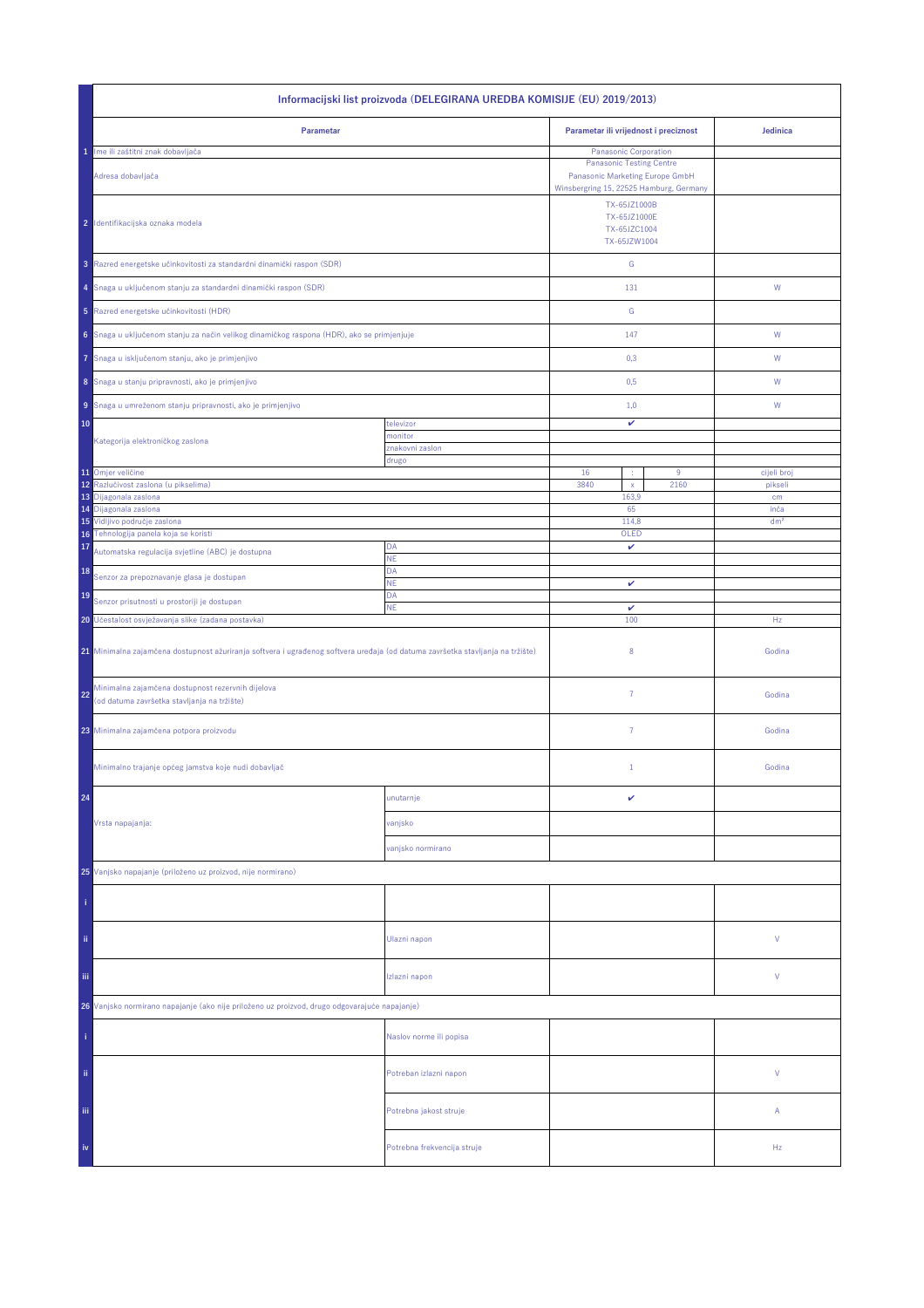| | Informacijski list proizvoda (DELEGIRANA UREDBA KOMISIJE (EU) 2019/2013) | | | | | |
|---|---|---|---|---|---|---|
| | **Parametar** | | **Parametar ili vrijednost i preciznost** | | | **Jedinica** |
| 1 | Ime ili zaštitni znak dobavljača | | Panasonic Corporation | | | |
| | Adresa dobavljača | | Panasonic Testing Centre<br>Panasonic Marketing Europe GmbH<br>Winsbergring 15, 22525 Hamburg, Germany | | | |
| 2 | Identifikacijska oznaka modela | | TX-65JZ1000B<br>TX-65JZ1000E<br>TX-65JZC1004<br>TX-65JZW1004 | | | |
| 3 | Razred energetske učinkovitosti za standardni dinamički raspon (SDR) | | G | | | |
| 4 | Snaga u uključenom stanju za standardni dinamički raspon (SDR) | | 131 | | | W |
| 5 | Razred energetske učinkovitosti (HDR) | | G | | | |
| 6 | Snaga u uključenom stanju za način velikog dinamičkog raspona (HDR), ako se primjenjuje | | 147 | | | W |
| 7 | Snaga u isključenom stanju, ako je primjenjivo | | 0,3 | | | W |
| 8 | Snaga u stanju pripravnosti, ako je primjenjivo | | 0,5 | | | W |
| 9 | Snaga u umreženom stanju pripravnosti, ako je primjenjivo | | 1,0 | | | W |
| 10 | Kategorija elektroničkog zaslona | televizor | ✔ | | | |
| | | monitor | | | | |
| | | znakovni zaslon | | | | |
| | | drugo | | | | |
| 11 | Omjer veličine | | 16 | : | 9 | cijeli broj |
| 12 | Razlučivost zaslona (u pikselima) | | 3840 | x | 2160 | pikseli |
| 13 | Dijagonala zaslona | | 163,9 | | | cm |
| 14 | Dijagonala zaslona | | 65 | | | inča |
| 15 | Vidljivo područje zaslona | | 114,8 | | | dm² |
| 16 | Tehnologija panela koja se koristi | | OLED | | | |
| 17 | Automatska regulacija svjetline (ABC) je dostupna | DA | ✔ | | | |
| | | NE | | | | |
| 18 | Senzor za prepoznavanje glasa je dostupan | DA | | | | |
| | | NE | ✔ | | | |
| 19 | Senzor prisutnosti u prostoriji je dostupan | DA | | | | |
| | | NE | ✔ | | | |
| 20 | Učestalost osvježavanja slike (zadana postavka) | | 100 | | | Hz |
| 21 | Minimalna zajamčena dostupnost ažuriranja softvera i ugrađenog softvera uređaja (od datuma završetka stavljanja na tržište) | | 8 | | | Godina |
| 22 | Minimalna zajamčena dostupnost rezervnih dijelova (od datuma završetka stavljanja na tržište) | | 7 | | | Godina |
| 23 | Minimalna zajamčena potpora proizvodu | | 7 | | | Godina |
| | Minimalno trajanje općeg jamstva koje nudi dobavljač | | 1 | | | Godina |
| 24 | Vrsta napajanja: | unutarnje | ✔ | | | |
| | | vanjsko | | | | |
| | | vanjsko normirano | | | | |
| 25 | Vanjsko napajanje (priloženo uz proizvod, nije normirano) | | | | | |
| i | | | | | | |
| ii | | Ulazni napon | | | | V |
| iii | | Izlazni napon | | | | V |
| 26 | Vanjsko normirano napajanje (ako nije priloženo uz proizvod, drugo odgovarajuće napajanje) | | | | | |
| i | | Naslov norme ili popisa | | | | |
| ii | | Potreban izlazni napon | | | | V |
| iii | | Potrebna jakost struje | | | | A |
| iv | | Potrebna frekvencija struje | | | | Hz |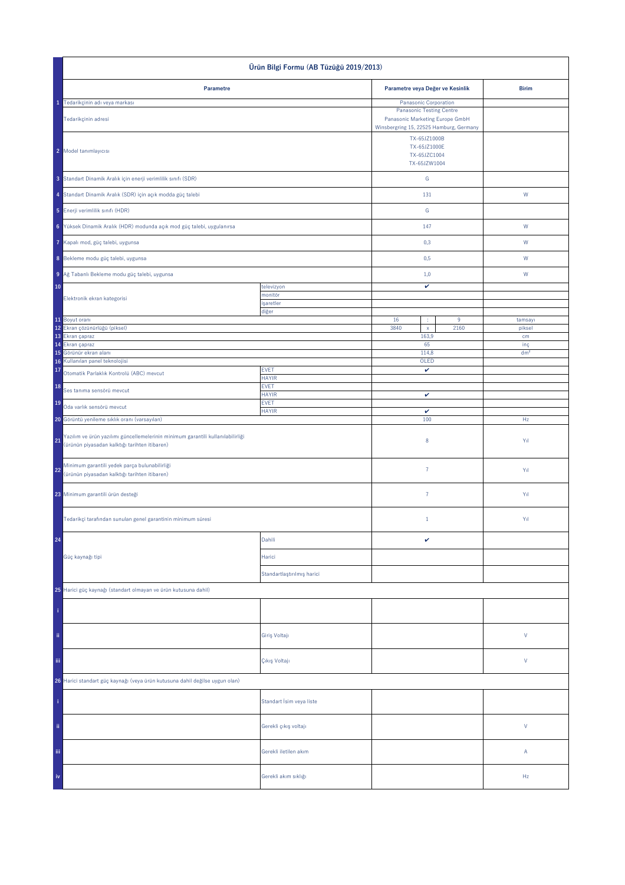| | Ürün Bilgi Formu (AB Tüzüğü 2019/2013) | | | | | |
|---|---|---|---|---|---|---|
| | **Parametre** | | **Parametre veya Değer ve Kesinlik** | | | **Birim** |
| 1 | Tedarikçinin adı veya markası | | Panasonic Corporation | | | |
| | Tedarikçinin adresi | | Panasonic Testing Centre Panasonic Marketing Europe GmbH Winsbergring 15, 22525 Hamburg, Germany | | | |
| 2 | Model tanımlayıcısı | | TX-65JZ1000B TX-65JZ1000E TX-65JZC1004 TX-65JZW1004 | | | |
| 3 | Standart Dinamik Aralık için enerji verimlilik sınıfı (SDR) | | G | | | |
| 4 | Standart Dinamik Aralık (SDR) için açık modda güç talebi | | 131 | | | W |
| 5 | Enerji verimlilik sınıfı (HDR) | | G | | | |
| 6 | Yüksek Dinamik Aralık (HDR) modunda açık mod güç talebi, uygulanırsa | | 147 | | | W |
| 7 | Kapalı mod, güç talebi, uygunsa | | 0,3 | | | W |
| 8 | Bekleme modu güç talebi, uygunsa | | 0,5 | | | W |
| 9 | Ağ Tabanlı Bekleme modu güç talebi, uygunsa | | 1,0 | | | W |
| 10 | Elektronik ekran kategorisi | televizyon | ✔ | | | |
| | | monitör | | | | |
| | | işaretler | | | | |
| | | diğer | | | | |
| 11 | Boyut oranı | | 16 | : | 9 | tamsayı |
| 12 | Ekran çözünürlüğü (piksel) | | 3840 | x | 2160 | piksel |
| 13 | Ekran çapraz | | 163,9 | | | cm |
| 14 | Ekran çapraz | | 65 | | | inç |
| 15 | Görünür ekran alanı | | 114,8 | | | dm² |
| 16 | Kullanılan panel teknolojisi | | OLED | | | |
| 17 | Otomatik Parlaklık Kontrolü (ABC) mevcut | EVET | ✔ | | | |
| | | HAYIR | | | | |
| 18 | Ses tanıma sensörü mevcut | EVET | | | | |
| | | HAYIR | ✔ | | | |
| 19 | Oda varlık sensörü mevcut | EVET | | | | |
| | | HAYIR | ✔ | | | |
| 20 | Görüntü yenileme sıklık oranı (varsayılan) | | 100 | | | Hz |
| 21 | Yazılım ve ürün yazılımı güncellemelerinin minimum garantili kullanılabilirliği (ürünün piyasadan kalktığı tarihten itibaren) | | 8 | | | Yıl |
| 22 | Minimum garantili yedek parça bulunabilirliği (ürünün piyasadan kalktığı tarihten itibaren) | | 7 | | | Yıl |
| 23 | Minimum garantili ürün desteği | | 7 | | | Yıl |
| | Tedarikçi tarafından sunulan genel garantinin minimum süresi | | 1 | | | Yıl |
| 24 | Güç kaynağı tipi | Dahili | ✔ | | | |
| | | Harici | | | | |
| | | Standartlaştırılmış harici | | | | |
| 25 | Harici güç kaynağı (standart olmayan ve ürün kutusuna dahil) | | | | | |
| i | | | | | | |
| ii | | Giriş Voltajı | | | | V |
| iii | | Çıkış Voltajı | | | | V |
| 26 | Harici standart güç kaynağı (veya ürün kutusuna dahil değilse uygun olan) | | | | | |
| i | | Standart İsim veya liste | | | | |
| ii | | Gerekli çıkış voltajı | | | | V |
| iii | | Gerekli iletilen akım | | | | A |
| iv | | Gerekli akım sıklığı | | | | Hz |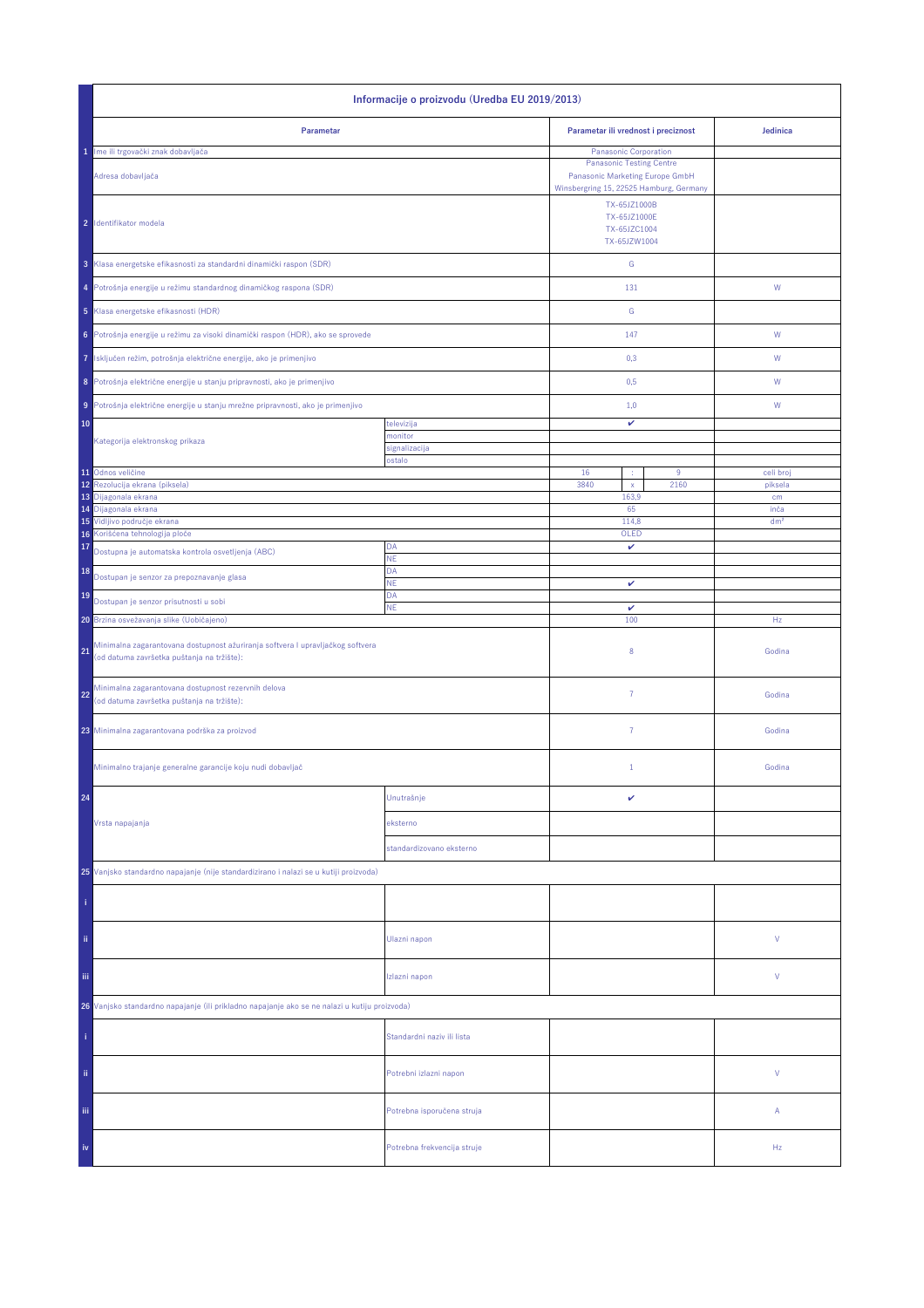| | Informacije o proizvodu (Uredba EU 2019/2013) | | | | | |
|---|---|---|---|---|---|---|
| | **Parametar** | | **Parametar ili vrednost i preciznost** | | | **Jedinica** |
| 1 | Ime ili trgovački znak dobavljača | | Panasonic Corporation | | | |
| | Adresa dobavljača | | Panasonic Testing Centre<br>Panasonic Marketing Europe GmbH<br>Winsbergring 15, 22525 Hamburg, Germany | | | |
| 2 | Identifikator modela | | TX-65JZ1000B<br>TX-65JZ1000E<br>TX-65JZC1004<br>TX-65JZW1004 | | | |
| 3 | Klasa energetske efikasnosti za standardni dinamički raspon (SDR) | | G | | | |
| 4 | Potrošnja energije u režimu standardnog dinamičkog raspona (SDR) | | 131 | | | W |
| 5 | Klasa energetske efikasnosti (HDR) | | G | | | |
| 6 | Potrošnja energije u režimu za visoki dinamički raspon (HDR), ako se sprovede | | 147 | | | W |
| 7 | Isključen režim, potrošnja električne energije, ako je primenjivo | | 0,3 | | | W |
| 8 | Potrošnja električne energije u stanju pripravnosti, ako je primenjivo | | 0,5 | | | W |
| 9 | Potrošnja električne energije u stanju mrežne pripravnosti, ako je primenjivo | | 1,0 | | | W |
| 10 | Kategorija elektronskog prikaza | televizija | ✔ | | | |
| | | monitor | | | | |
| | | signalizacija | | | | |
| | | ostalo | | | | |
| 11 | Odnos veličine | | 16 | : | 9 | celi broj |
| 12 | Rezolucija ekrana (piksela) | | 3840 | x | 2160 | piksela |
| 13 | Dijagonala ekrana | | 163,9 | | | cm |
| 14 | Dijagonala ekrana | | 65 | | | inča |
| 15 | Vidljivo područje ekrana | | 114,8 | | | dm² |
| 16 | Korišćena tehnologija ploče | | OLED | | | |
| 17 | Dostupna je automatska kontrola osvetljenja (ABC) | DA | ✔ | | | |
| | | NE | | | | |
| 18 | Dostupan je senzor za prepoznavanje glasa | DA | | | | |
| | | NE | ✔ | | | |
| 19 | Dostupan je senzor prisutnosti u sobi | DA | | | | |
| | | NE | ✔ | | | |
| 20 | Brzina osvežavanja slike (Uobičajeno) | | 100 | | | Hz |
| 21 | Minimalna zagarantovana dostupnost ažuriranja softvera i upravljačkog softvera (od datuma završetka puštanja na tržište): | | 8 | | | Godina |
| 22 | Minimalna zagarantovana dostupnost rezervnih delova (od datuma završetka puštanja na tržište): | | 7 | | | Godina |
| 23 | Minimalna zagarantovana podrška za proizvod | | 7 | | | Godina |
| | Minimalno trajanje generalne garancije koju nudi dobavljač | | 1 | | | Godina |
| 24 | Vrsta napajanja | Unutrašnje | ✔ | | | |
| | | eksterno | | | | |
| | | standardizovano eksterno | | | | |
| 25 | Vanjsko standardno napajanje (nije standardizirano i nalazi se u kutiji proizvoda) | | | | | |
| i | | | | | | |
| ii | | Ulazni napon | | | | V |
| iii | | Izlazni napon | | | | V |
| 26 | Vanjsko standardno napajanje (ili prikladno napajanje ako se ne nalazi u kutiju proizvoda) | | | | | |
| i | | Standardni naziv ili lista | | | | |
| ii | | Potrebni izlazni napon | | | | V |
| iii | | Potrebna isporučena struja | | | | A |
| iv | | Potrebna frekvencija struje | | | | Hz |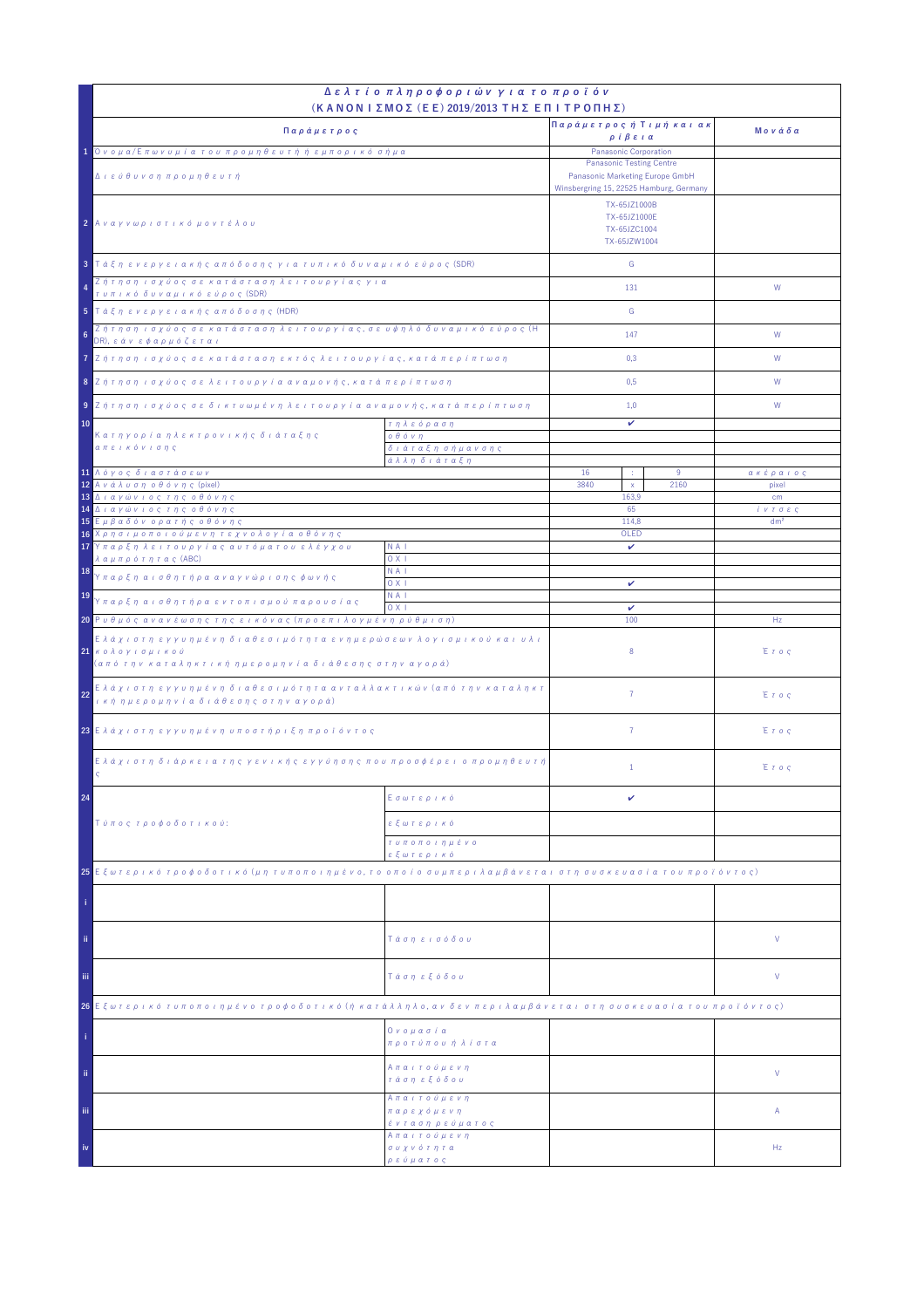# Δελτίο πληροφοριών για το προϊόν
## (ΚΑΝΟΝΙΣΜΟΣ (ΕΕ) 2019/2013 ΤΗΣ ΕΠΙΤΡΟΠΗΣ)

| | Παράμετρος | | Παράμετρος ή Τιμή και ακρίβεια | | | Μονάδα |
|---|---|---|---|---|---|---|
| 1 | Όνομα/Επωνυμία του προμηθευτή ή εμπορικό σήμα | | Panasonic Corporation | | | |
| | Διεύθυνση προμηθευτή | | Panasonic Testing Centre<br>Panasonic Marketing Europe GmbH<br>Winsbergring 15, 22525 Hamburg, Germany | | | |
| 2 | Αναγνωριστικό μοντέλου | | TX-65JZ1000B<br>TX-65JZ1000E<br>TX-65JZC1004<br>TX-65JZW1004 | | | |
| 3 | Τάξη ενεργειακής απόδοσης για τυπικό δυναμικό εύρος (SDR) | | G | | | |
| 4 | Ζήτηση ισχύος σε κατάσταση λειτουργίας για τυπικό δυναμικό εύρος (SDR) | | 131 | | | W |
| 5 | Τάξη ενεργειακής απόδοσης (HDR) | | G | | | |
| 6 | Ζήτηση ισχύος σε κατάσταση λειτουργίας, σε υψηλό δυναμικό εύρος (HDR), εάν εφαρμόζεται | | 147 | | | W |
| 7 | Ζήτηση ισχύος σε κατάσταση εκτός λειτουργίας, κατά περίπτωση | | 0,3 | | | W |
| 8 | Ζήτηση ισχύος σε λειτουργία αναμονής, κατά περίπτωση | | 0,5 | | | W |
| 9 | Ζήτηση ισχύος σε δικτυωμένη λειτουργία αναμονής, κατά περίπτωση | | 1,0 | | | W |
| 10 | Κατηγορία ηλεκτρονικής διάταξης απεικόνισης | τηλεόραση | ✔ | | | |
| | | οθόνη | | | | |
| | | διάταξη σήμανσης | | | | |
| | | άλλη διάταξη | | | | |
| 11 | Λόγος διαστάσεων | | 16 | : | 9 | ακέραιος |
| 12 | Ανάλυση οθόνης (pixel) | | 3840 | x | 2160 | pixel |
| 13 | Διαγώνιος της οθόνης | | 163,9 | | | cm |
| 14 | Διαγώνιος της οθόνης | | 65 | | | ίντσες |
| 15 | Εμβαδόν ορατής οθόνης | | 114,8 | | | dm² |
| 16 | Χρησιμοποιούμενη τεχνολογία οθόνης | | OLED | | | |
| 17 | Ύπαρξη λειτουργίας αυτόματου ελέγχου λαμπρότητας (ABC) | ΝΑΙ | ✔ | | | |
| | | ΟΧΙ | | | | |
| 18 | Ύπαρξη αισθητήρα αναγνώρισης φωνής | ΝΑΙ | | | | |
| | | ΟΧΙ | ✔ | | | |
| 19 | Ύπαρξη αισθητήρα εντοπισμού παρουσίας | ΝΑΙ | | | | |
| | | ΟΧΙ | ✔ | | | |
| 20 | Ρυθμός ανανέωσης της εικόνας (προεπιλογμένη ρύθμιση) | | 100 | | | Hz |
| 21 | Ελάχιστη εγγυημένη διαθεσιμότητα ενημερώσεων λογισμικού και υλικολογισμικού (από την καταληκτική ημερομηνία διάθεσης στην αγορά) | | 8 | | | Έτος |
| 22 | Ελάχιστη εγγυημένη διαθεσιμότητα ανταλλακτικών (από την καταληκτική ημερομηνία διάθεσης στην αγορά) | | 7 | | | Έτος |
| 23 | Ελάχιστη εγγυημένη υποστήριξη προϊόντος | | 7 | | | Έτος |
| | Ελάχιστη διάρκεια της γενικής εγγύησης που προσφέρει ο προμηθευτής | | 1 | | | Έτος |
| 24 | Τύπος τροφοδοτικού: | Εσωτερικό | ✔ | | | |
| | | εξωτερικό | | | | |
| | | τυποποιημένο εξωτερικό | | | | |
| 25 | Εξωτερικό τροφοδοτικό (μη τυποποιημένο, το οποίο συμπεριλαμβάνεται στη συσκευασία του προϊόντος) | | | | | |
| i | | | | | | |
| ii | | Τάση εισόδου | | | | V |
| iii | | Τάση εξόδου | | | | V |
| 26 | Εξωτερικό τυποποιημένο τροφοδοτικό (ή κατάλληλο, αν δεν περιλαμβάνεται στη συσκευασία του προϊόντος) | | | | | |
| i | | Ονομασία προτύπου ή λίστα | | | | |
| ii | | Απαιτούμενη τάση εξόδου | | | | V |
| iii | | Απαιτούμενη παρεχόμενη ένταση ρεύματος | | | | A |
| iv | | Απαιτούμενη συχνότητα ρεύματος | | | | Hz |